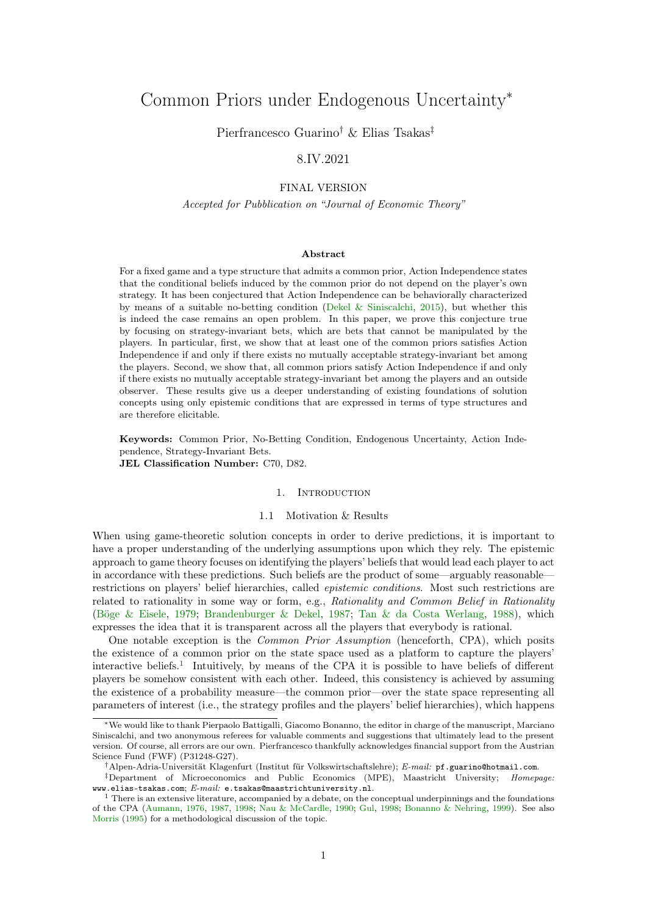# Common Priors under Endogenous Uncertainty*

Pierfrancesco Guarino[†] & Elias Tsakas[‡]

8.IV.2021

FINAL VERSION

*Accepted for Pubblication on "Journal of Economic Theory"*

### Abstract

For a fixed game and a type structure that admits a common prior, Action Independence states that the conditional beliefs induced by the common prior do not depend on the player's own strategy. It has been conjectured that Action Independence can be behaviorally characterized by means of a suitable no-betting condition (Dekel & Siniscalchi, 2015), but whether this is indeed the case remains an open problem. In this paper, we prove this conjecture true by focusing on strategy-invariant bets, which are bets that cannot be manipulated by the players. In particular, first, we show that at least one of the common priors satisfies Action Independence if and only if there exists no mutually acceptable strategy-invariant bet among the players. Second, we show that, all common priors satisfy Action Independence if and only if there exists no mutually acceptable strategy-invariant bet among the players and an outside observer. These results give us a deeper understanding of existing foundations of solution concepts using only epistemic conditions that are expressed in terms of type structures and are therefore elicitable.

**Keywords:** Common Prior, No-Betting Condition, Endogenous Uncertainty, Action Independence, Strategy-Invariant Bets.
**JEL Classification Number:** C70, D82.

## 1. Introduction

### 1.1 Motivation & Results

When using game-theoretic solution concepts in order to derive predictions, it is important to have a proper understanding of the underlying assumptions upon which they rely. The epistemic approach to game theory focuses on identifying the players' beliefs that would lead each player to act in accordance with these predictions. Such beliefs are the product of some—arguably reasonable—restrictions on players' belief hierarchies, called *epistemic conditions*. Most such restrictions are related to rationality in some way or form, e.g., *Rationality and Common Belief in Rationality* (Böge & Eisele, 1979; Brandenburger & Dekel, 1987; Tan & da Costa Werlang, 1988), which expresses the idea that it is transparent across all the players that everybody is rational.

One notable exception is the *Common Prior Assumption* (henceforth, CPA), which posits the existence of a common prior on the state space used as a platform to capture the players' interactive beliefs.[1] Intuitively, by means of the CPA it is possible to have beliefs of different players be somehow consistent with each other. Indeed, this consistency is achieved by assuming the existence of a probability measure—the common prior—over the state space representing all parameters of interest (i.e., the strategy profiles and the players' belief hierarchies), which happens

---

*We would like to thank Pierpaolo Battigalli, Giacomo Bonanno, the editor in charge of the manuscript, Marciano Siniscalchi, and two anonymous referees for valuable comments and suggestions that ultimately lead to the present version. Of course, all errors are our own. Pierfrancesco thankfully acknowledges financial support from the Austrian Science Fund (FWF) (P31248-G27).

[†]Alpen-Adria-Universität Klagenfurt (Institut für Volkswirtschaftslehre); *E-mail:* pf.guarino@hotmail.com.

[‡]Department of Microeconomics and Public Economics (MPE), Maastricht University; *Homepage:* www.elias-tsakas.com; *E-mail:* e.tsakas@maastrichtuniversity.nl.

[1] There is an extensive literature, accompanied by a debate, on the conceptual underpinnings and the foundations of the CPA (Aumann, 1976, 1987, 1998; Nau & McCardle, 1990; Gul, 1998; Bonanno & Nehring, 1999). See also Morris (1995) for a methodological discussion of the topic.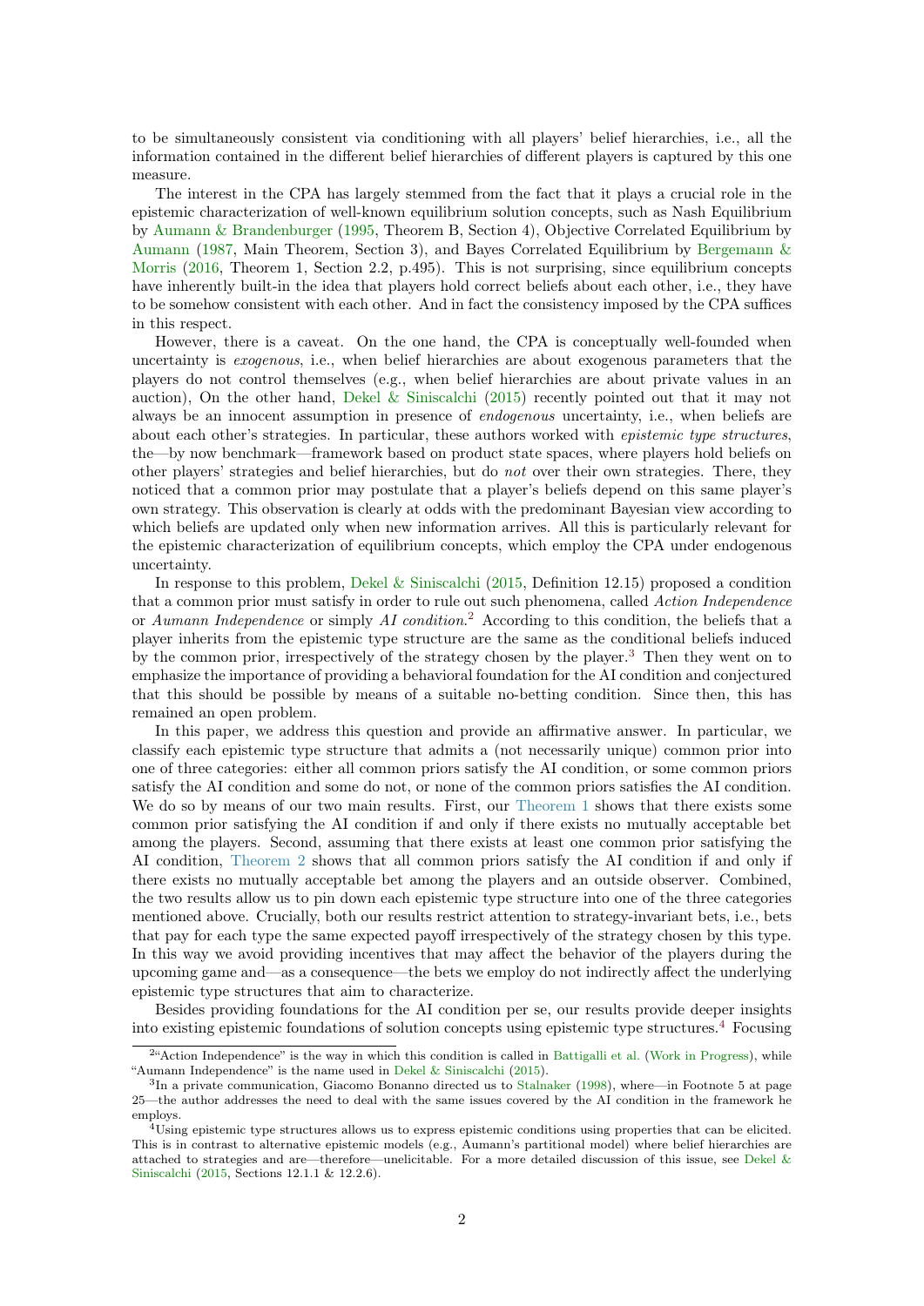to be simultaneously consistent via conditioning with all players' belief hierarchies, i.e., all the information contained in the different belief hierarchies of different players is captured by this one measure.

The interest in the CPA has largely stemmed from the fact that it plays a crucial role in the epistemic characterization of well-known equilibrium solution concepts, such as Nash Equilibrium by Aumann & Brandenburger (1995, Theorem B, Section 4), Objective Correlated Equilibrium by Aumann (1987, Main Theorem, Section 3), and Bayes Correlated Equilibrium by Bergemann & Morris (2016, Theorem 1, Section 2.2, p.495). This is not surprising, since equilibrium concepts have inherently built-in the idea that players hold correct beliefs about each other, i.e., they have to be somehow consistent with each other. And in fact the consistency imposed by the CPA suffices in this respect.

However, there is a caveat. On the one hand, the CPA is conceptually well-founded when uncertainty is *exogenous*, i.e., when belief hierarchies are about exogenous parameters that the players do not control themselves (e.g., when belief hierarchies are about private values in an auction), On the other hand, Dekel & Siniscalchi (2015) recently pointed out that it may not always be an innocent assumption in presence of *endogenous* uncertainty, i.e., when beliefs are about each other's strategies. In particular, these authors worked with *epistemic type structures*, the—by now benchmark—framework based on product state spaces, where players hold beliefs on other players' strategies and belief hierarchies, but do *not* over their own strategies. There, they noticed that a common prior may postulate that a player's beliefs depend on this same player's own strategy. This observation is clearly at odds with the predominant Bayesian view according to which beliefs are updated only when new information arrives. All this is particularly relevant for the epistemic characterization of equilibrium concepts, which employ the CPA under endogenous uncertainty.

In response to this problem, Dekel & Siniscalchi (2015, Definition 12.15) proposed a condition that a common prior must satisfy in order to rule out such phenomena, called *Action Independence* or *Aumann Independence* or simply *AI condition*.[2] According to this condition, the beliefs that a player inherits from the epistemic type structure are the same as the conditional beliefs induced by the common prior, irrespectively of the strategy chosen by the player.[3] Then they went on to emphasize the importance of providing a behavioral foundation for the AI condition and conjectured that this should be possible by means of a suitable no-betting condition. Since then, this has remained an open problem.

In this paper, we address this question and provide an affirmative answer. In particular, we classify each epistemic type structure that admits a (not necessarily unique) common prior into one of three categories: either all common priors satisfy the AI condition, or some common priors satisfy the AI condition and some do not, or none of the common priors satisfies the AI condition. We do so by means of our two main results. First, our Theorem 1 shows that there exists some common prior satisfying the AI condition if and only if there exists no mutually acceptable bet among the players. Second, assuming that there exists at least one common prior satisfying the AI condition, Theorem 2 shows that all common priors satisfy the AI condition if and only if there exists no mutually acceptable bet among the players and an outside observer. Combined, the two results allow us to pin down each epistemic type structure into one of the three categories mentioned above. Crucially, both our results restrict attention to strategy-invariant bets, i.e., bets that pay for each type the same expected payoff irrespectively of the strategy chosen by this type. In this way we avoid providing incentives that may affect the behavior of the players during the upcoming game and—as a consequence—the bets we employ do not indirectly affect the underlying epistemic type structures that aim to characterize.

Besides providing foundations for the AI condition per se, our results provide deeper insights into existing epistemic foundations of solution concepts using epistemic type structures.[4] Focusing

[2] "Action Independence" is the way in which this condition is called in Battigalli et al. (Work in Progress), while "Aumann Independence" is the name used in Dekel & Siniscalchi (2015).

[3] In a private communication, Giacomo Bonanno directed us to Stalnaker (1998), where—in Footnote 5 at page 25—the author addresses the need to deal with the same issues covered by the AI condition in the framework he employs.

[4] Using epistemic type structures allows us to express epistemic conditions using properties that can be elicited. This is in contrast to alternative epistemic models (e.g., Aumann's partitional model) where belief hierarchies are attached to strategies and are—therefore—unelicitable. For a more detailed discussion of this issue, see Dekel & Siniscalchi (2015, Sections 12.1.1 & 12.2.6).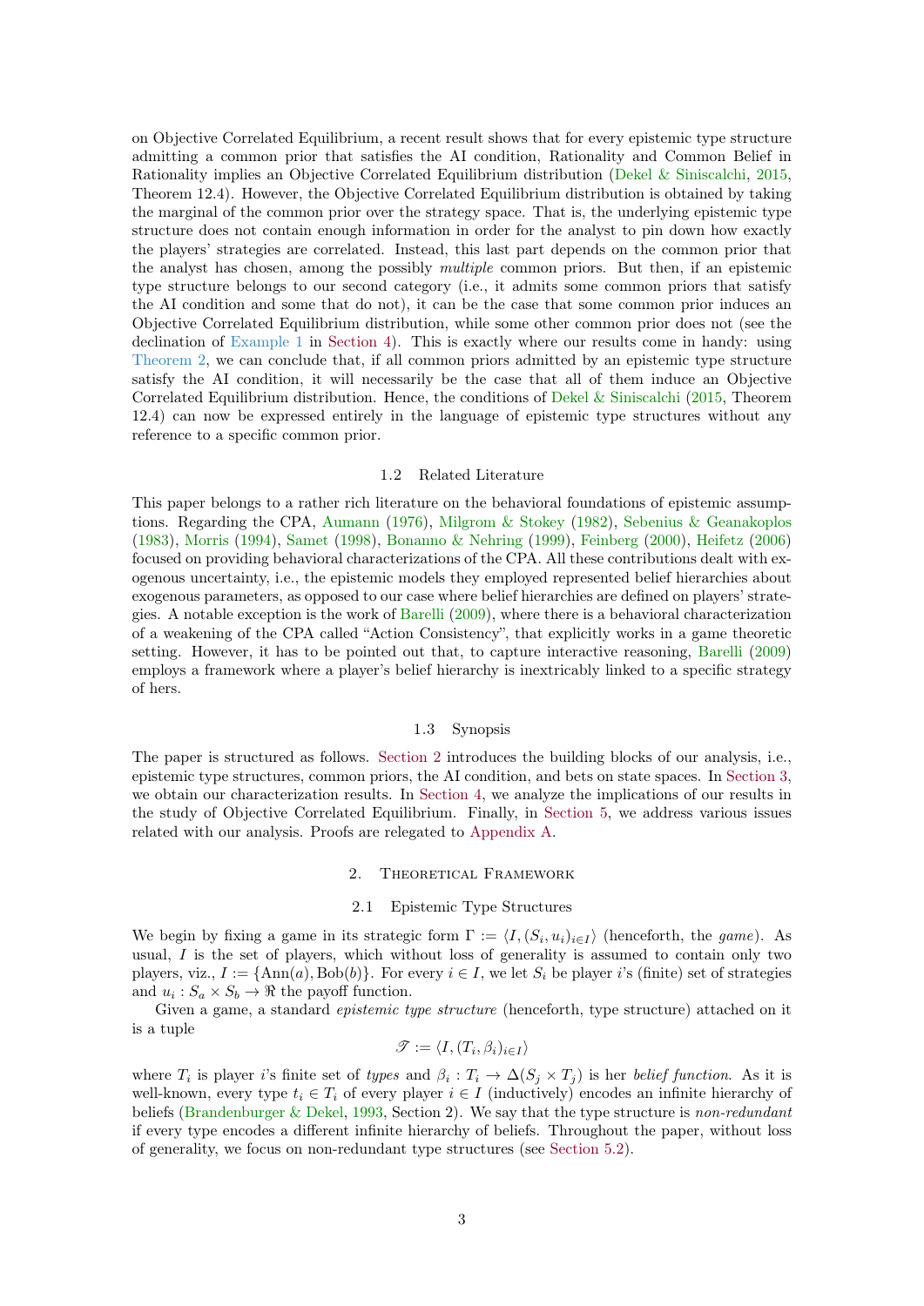on Objective Correlated Equilibrium, a recent result shows that for every epistemic type structure admitting a common prior that satisfies the AI condition, Rationality and Common Belief in Rationality implies an Objective Correlated Equilibrium distribution (Dekel & Siniscalchi, 2015, Theorem 12.4). However, the Objective Correlated Equilibrium distribution is obtained by taking the marginal of the common prior over the strategy space. That is, the underlying epistemic type structure does not contain enough information in order for the analyst to pin down how exactly the players' strategies are correlated. Instead, this last part depends on the common prior that the analyst has chosen, among the possibly *multiple* common priors. But then, if an epistemic type structure belongs to our second category (i.e., it admits some common priors that satisfy the AI condition and some that do not), it can be the case that some common prior induces an Objective Correlated Equilibrium distribution, while some other common prior does not (see the declination of Example 1 in Section 4). This is exactly where our results come in handy: using Theorem 2, we can conclude that, if all common priors admitted by an epistemic type structure satisfy the AI condition, it will necessarily be the case that all of them induce an Objective Correlated Equilibrium distribution. Hence, the conditions of Dekel & Siniscalchi (2015, Theorem 12.4) can now be expressed entirely in the language of epistemic type structures without any reference to a specific common prior.

### 1.2 Related Literature

This paper belongs to a rather rich literature on the behavioral foundations of epistemic assumptions. Regarding the CPA, Aumann (1976), Milgrom & Stokey (1982), Sebenius & Geanakoplos (1983), Morris (1994), Samet (1998), Bonanno & Nehring (1999), Feinberg (2000), Heifetz (2006) focused on providing behavioral characterizations of the CPA. All these contributions dealt with exogenous uncertainty, i.e., the epistemic models they employed represented belief hierarchies about exogenous parameters, as opposed to our case where belief hierarchies are defined on players' strategies. A notable exception is the work of Barelli (2009), where there is a behavioral characterization of a weakening of the CPA called "Action Consistency", that explicitly works in a game theoretic setting. However, it has to be pointed out that, to capture interactive reasoning, Barelli (2009) employs a framework where a player's belief hierarchy is inextricably linked to a specific strategy of hers.

### 1.3 Synopsis

The paper is structured as follows. Section 2 introduces the building blocks of our analysis, i.e., epistemic type structures, common priors, the AI condition, and bets on state spaces. In Section 3, we obtain our characterization results. In Section 4, we analyze the implications of our results in the study of Objective Correlated Equilibrium. Finally, in Section 5, we address various issues related with our analysis. Proofs are relegated to Appendix A.

## 2. Theoretical Framework

### 2.1 Epistemic Type Structures

We begin by fixing a game in its strategic form $\Gamma := \langle I, (S_i, u_i)_{i \in I} \rangle$ (henceforth, the *game*). As usual, $I$ is the set of players, which without loss of generality is assumed to contain only two players, viz., $I := \{\text{Ann}(a), \text{Bob}(b)\}$. For every $i \in I$, we let $S_i$ be player $i$'s (finite) set of strategies and $u_i : S_a \times S_b \to \Re$ the payoff function.

Given a game, a standard *epistemic type structure* (henceforth, type structure) attached on it is a tuple

$$\mathscr{T} := \langle I, (T_i, \beta_i)_{i \in I} \rangle$$

where $T_i$ is player $i$'s finite set of *types* and $\beta_i : T_i \to \Delta(S_j \times T_j)$ is her *belief function*. As it is well-known, every type $t_i \in T_i$ of every player $i \in I$ (inductively) encodes an infinite hierarchy of beliefs (Brandenburger & Dekel, 1993, Section 2). We say that the type structure is *non-redundant* if every type encodes a different infinite hierarchy of beliefs. Throughout the paper, without loss of generality, we focus on non-redundant type structures (see Section 5.2).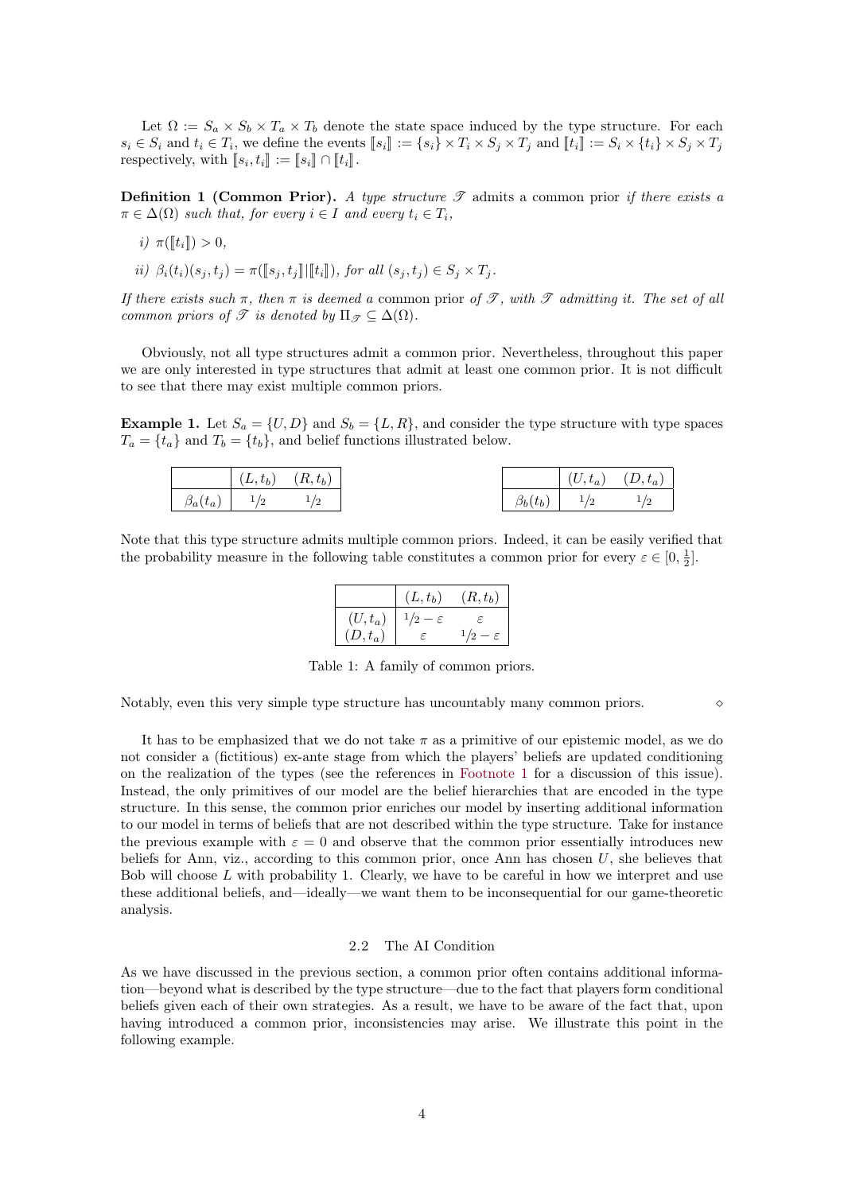Let $\Omega := S_a \times S_b \times T_a \times T_b$ denote the state space induced by the type structure. For each $s_i \in S_i$ and $t_i \in T_i$, we define the events $[\![s_i]\!] := \{s_i\} \times T_i \times S_j \times T_j$ and $[\![t_i]\!] := S_i \times \{t_i\} \times S_j \times T_j$ respectively, with $[\![s_i, t_i]\!] := [\![s_i]\!] \cap [\![t_i]\!]$.

**Definition 1 (Common Prior).** *A type structure $\mathscr{T}$ admits a* common prior *if there exists a $\pi \in \Delta(\Omega)$ such that, for every $i \in I$ and every $t_i \in T_i$,*

*i) $\pi([\![t_i]\!]) > 0$,*

*ii) $\beta_i(t_i)(s_j, t_j) = \pi([\![s_j, t_j]\!] | [\![t_i]\!])$, for all $(s_j, t_j) \in S_j \times T_j$.*

*If there exists such $\pi$, then $\pi$ is deemed a* common prior *of $\mathscr{T}$, with $\mathscr{T}$ admitting it. The set of all common priors of $\mathscr{T}$ is denoted by $\Pi_{\mathscr{T}} \subseteq \Delta(\Omega)$.*

Obviously, not all type structures admit a common prior. Nevertheless, throughout this paper we are only interested in type structures that admit at least one common prior. It is not difficult to see that there may exist multiple common priors.

**Example 1.** Let $S_a = \{U, D\}$ and $S_b = \{L, R\}$, and consider the type structure with type spaces $T_a = \{t_a\}$ and $T_b = \{t_b\}$, and belief functions illustrated below.

| | $(L, t_b)$ | $(R, t_b)$ |
|---|---|---|
| $\beta_a(t_a)$ | $1/2$ | $1/2$ |

| | $(U, t_a)$ | $(D, t_a)$ |
|---|---|---|
| $\beta_b(t_b)$ | $1/2$ | $1/2$ |

Note that this type structure admits multiple common priors. Indeed, it can be easily verified that the probability measure in the following table constitutes a common prior for every $\varepsilon \in [0, \frac{1}{2}]$.

| | $(L, t_b)$ | $(R, t_b)$ |
|---|---|---|
| $(U, t_a)$ | $1/2 - \varepsilon$ | $\varepsilon$ |
| $(D, t_a)$ | $\varepsilon$ | $1/2 - \varepsilon$ |

Table 1: A family of common priors.

Notably, even this very simple type structure has uncountably many common priors. $\diamond$

It has to be emphasized that we do not take $\pi$ as a primitive of our epistemic model, as we do not consider a (fictitious) ex-ante stage from which the players' beliefs are updated conditioning on the realization of the types (see the references in Footnote 1 for a discussion of this issue). Instead, the only primitives of our model are the belief hierarchies that are encoded in the type structure. In this sense, the common prior enriches our model by inserting additional information to our model in terms of beliefs that are not described within the type structure. Take for instance the previous example with $\varepsilon = 0$ and observe that the common prior essentially introduces new beliefs for Ann, viz., according to this common prior, once Ann has chosen $U$, she believes that Bob will choose $L$ with probability 1. Clearly, we have to be careful in how we interpret and use these additional beliefs, and—ideally—we want them to be inconsequential for our game-theoretic analysis.

### 2.2 The AI Condition

As we have discussed in the previous section, a common prior often contains additional information—beyond what is described by the type structure—due to the fact that players form conditional beliefs given each of their own strategies. As a result, we have to be aware of the fact that, upon having introduced a common prior, inconsistencies may arise. We illustrate this point in the following example.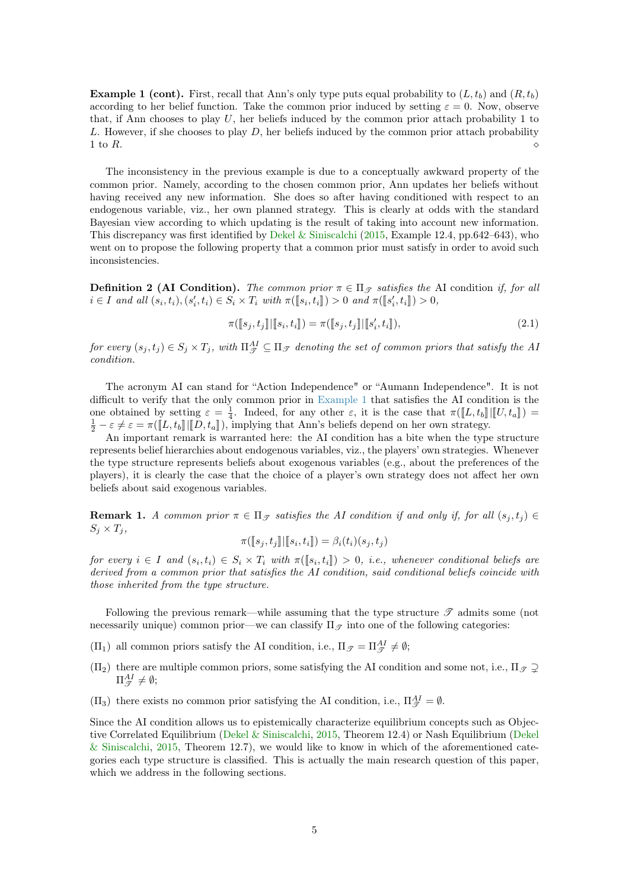**Example 1 (cont).** First, recall that Ann's only type puts equal probability to $(L, t_b)$ and $(R, t_b)$ according to her belief function. Take the common prior induced by setting $\varepsilon = 0$. Now, observe that, if Ann chooses to play $U$, her beliefs induced by the common prior attach probability 1 to $L$. However, if she chooses to play $D$, her beliefs induced by the common prior attach probability 1 to $R$. ◇

The inconsistency in the previous example is due to a conceptually awkward property of the common prior. Namely, according to the chosen common prior, Ann updates her beliefs without having received any new information. She does so after having conditioned with respect to an endogenous variable, viz., her own planned strategy. This is clearly at odds with the standard Bayesian view according to which updating is the result of taking into account new information. This discrepancy was first identified by Dekel & Siniscalchi (2015, Example 12.4, pp.642–643), who went on to propose the following property that a common prior must satisfy in order to avoid such inconsistencies.

**Definition 2 (AI Condition).** *The common prior $\pi \in \Pi_{\mathscr{T}}$ satisfies the* AI condition *if, for all $i \in I$ and all $(s_i, t_i), (s'_i, t_i) \in S_i \times T_i$ with $\pi([\![s_i, t_i]\!]) > 0$ and $\pi([\![s'_i, t_i]\!]) > 0$,*

$$\pi([\![s_j, t_j]\!] \,|\, [\![s_i, t_i]\!]) = \pi([\![s_j, t_j]\!] \,|\, [\![s'_i, t_i]\!]), \tag{2.1}$$

*for every $(s_j, t_j) \in S_j \times T_j$, with $\Pi^{AI}_{\mathscr{T}} \subseteq \Pi_{\mathscr{T}}$ denoting the set of common priors that satisfy the AI condition.*

The acronym AI can stand for "Action Independence" or "Aumann Independence". It is not difficult to verify that the only common prior in Example 1 that satisfies the AI condition is the one obtained by setting $\varepsilon = \frac{1}{4}$. Indeed, for any other $\varepsilon$, it is the case that $\pi([\![L, t_b]\!] \,|\, [\![U, t_a]\!]) = \frac{1}{2} - \varepsilon \neq \varepsilon = \pi([\![L, t_b]\!] \,|\, [\![D, t_a]\!])$, implying that Ann's beliefs depend on her own strategy.

An important remark is warranted here: the AI condition has a bite when the type structure represents belief hierarchies about endogenous variables, viz., the players' own strategies. Whenever the type structure represents beliefs about exogenous variables (e.g., about the preferences of the players), it is clearly the case that the choice of a player's own strategy does not affect her own beliefs about said exogenous variables.

**Remark 1.** *A common prior $\pi \in \Pi_{\mathscr{T}}$ satisfies the AI condition if and only if, for all $(s_j, t_j) \in S_j \times T_j$,*

$$\pi([\![s_j, t_j]\!] \,|\, [\![s_i, t_i]\!]) = \beta_i(t_i)(s_j, t_j)$$

*for every $i \in I$ and $(s_i, t_i) \in S_i \times T_i$ with $\pi([\![s_i, t_i]\!]) > 0$, i.e., whenever conditional beliefs are derived from a common prior that satisfies the AI condition, said conditional beliefs coincide with those inherited from the type structure.*

Following the previous remark—while assuming that the type structure $\mathscr{T}$ admits some (not necessarily unique) common prior—we can classify $\Pi_{\mathscr{T}}$ into one of the following categories:

($\Pi_1$) all common priors satisfy the AI condition, i.e., $\Pi_{\mathscr{T}} = \Pi^{AI}_{\mathscr{T}} \neq \emptyset$;

($\Pi_2$) there are multiple common priors, some satisfying the AI condition and some not, i.e., $\Pi_{\mathscr{T}} \supsetneq \Pi^{AI}_{\mathscr{T}} \neq \emptyset$;

($\Pi_3$) there exists no common prior satisfying the AI condition, i.e., $\Pi^{AI}_{\mathscr{T}} = \emptyset$.

Since the AI condition allows us to epistemically characterize equilibrium concepts such as Objective Correlated Equilibrium (Dekel & Siniscalchi, 2015, Theorem 12.4) or Nash Equilibrium (Dekel & Siniscalchi, 2015, Theorem 12.7), we would like to know in which of the aforementioned categories each type structure is classified. This is actually the main research question of this paper, which we address in the following sections.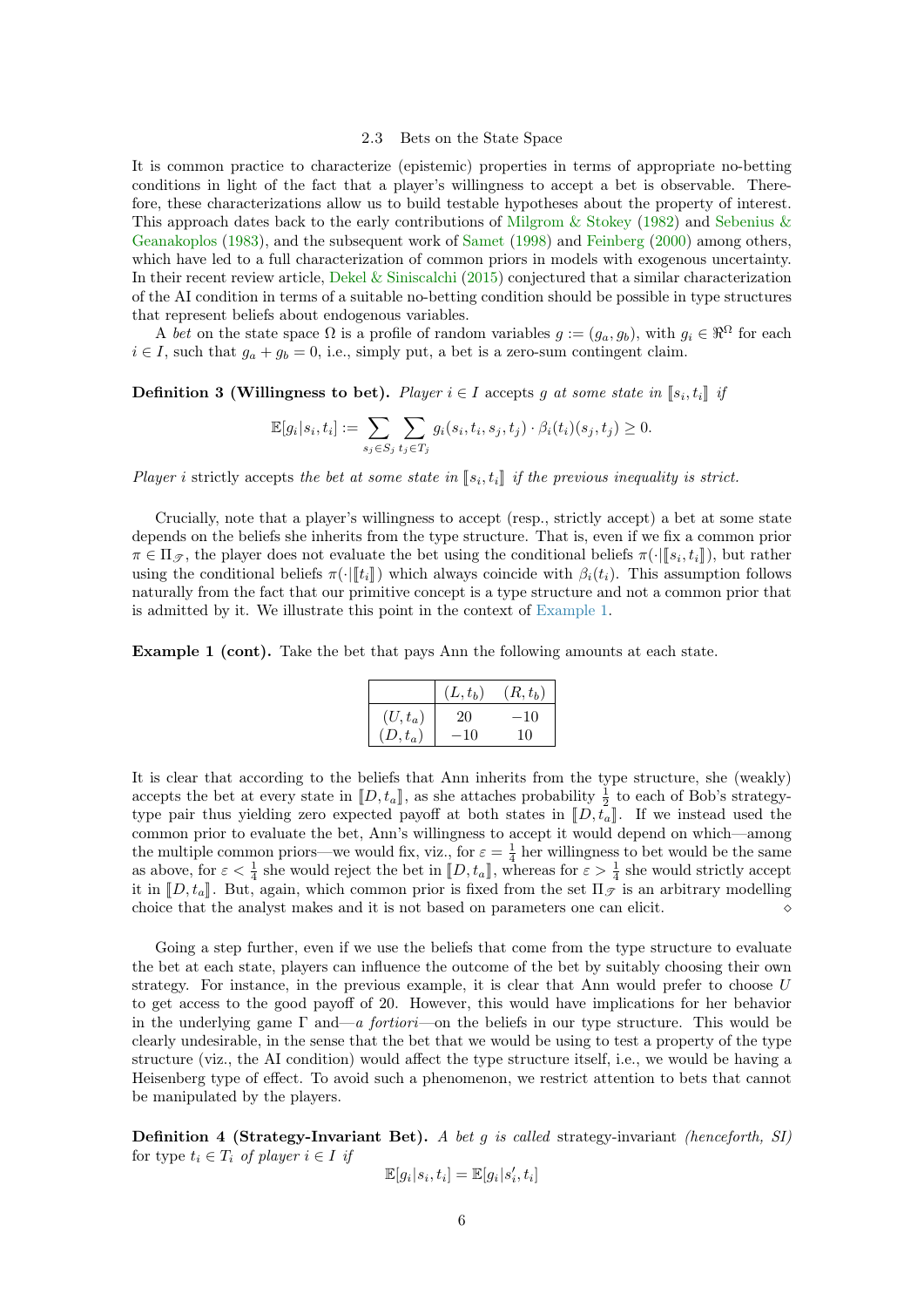### 2.3 Bets on the State Space

It is common practice to characterize (epistemic) properties in terms of appropriate no-betting conditions in light of the fact that a player's willingness to accept a bet is observable. Therefore, these characterizations allow us to build testable hypotheses about the property of interest. This approach dates back to the early contributions of Milgrom & Stokey (1982) and Sebenius & Geanakoplos (1983), and the subsequent work of Samet (1998) and Feinberg (2000) among others, which have led to a full characterization of common priors in models with exogenous uncertainty. In their recent review article, Dekel & Siniscalchi (2015) conjectured that a similar characterization of the AI condition in terms of a suitable no-betting condition should be possible in type structures that represent beliefs about endogenous variables.

A *bet* on the state space $\Omega$ is a profile of random variables $g := (g_a, g_b)$, with $g_i \in \Re^{\Omega}$ for each $i \in I$, such that $g_a + g_b = 0$, i.e., simply put, a bet is a zero-sum contingent claim.

**Definition 3 (Willingness to bet).** *Player $i \in I$ accepts $g$ at some state in $[\![s_i, t_i]\!]$ if*

$$\mathbb{E}[g_i|s_i, t_i] := \sum_{s_j \in S_j} \sum_{t_j \in T_j} g_i(s_i, t_i, s_j, t_j) \cdot \beta_i(t_i)(s_j, t_j) \geq 0.$$

*Player $i$ strictly accepts the bet at some state in $[\![s_i, t_i]\!]$ if the previous inequality is strict.*

Crucially, note that a player's willingness to accept (resp., strictly accept) a bet at some state depends on the beliefs she inherits from the type structure. That is, even if we fix a common prior $\pi \in \Pi_{\mathscr{T}}$, the player does not evaluate the bet using the conditional beliefs $\pi(\cdot|[\![s_i, t_i]\!])$, but rather using the conditional beliefs $\pi(\cdot|[\![t_i]\!])$ which always coincide with $\beta_i(t_i)$. This assumption follows naturally from the fact that our primitive concept is a type structure and not a common prior that is admitted by it. We illustrate this point in the context of Example 1.

**Example 1 (cont).** Take the bet that pays Ann the following amounts at each state.

| | $(L, t_b)$ | $(R, t_b)$ |
|---|---|---|
| $(U, t_a)$ | 20 | $-10$ |
| $(D, t_a)$ | $-10$ | 10 |

It is clear that according to the beliefs that Ann inherits from the type structure, she (weakly) accepts the bet at every state in $[\![D, t_a]\!]$, as she attaches probability $\frac{1}{2}$ to each of Bob's strategy-type pair thus yielding zero expected payoff at both states in $[\![D, t_a]\!]$. If we instead used the common prior to evaluate the bet, Ann's willingness to accept it would depend on which—among the multiple common priors—we would fix, viz., for $\varepsilon = \frac{1}{4}$ her willingness to bet would be the same as above, for $\varepsilon < \frac{1}{4}$ she would reject the bet in $[\![D, t_a]\!]$, whereas for $\varepsilon > \frac{1}{4}$ she would strictly accept it in $[\![D, t_a]\!]$. But, again, which common prior is fixed from the set $\Pi_{\mathscr{T}}$ is an arbitrary modelling choice that the analyst makes and it is not based on parameters one can elicit. $\diamond$

Going a step further, even if we use the beliefs that come from the type structure to evaluate the bet at each state, players can influence the outcome of the bet by suitably choosing their own strategy. For instance, in the previous example, it is clear that Ann would prefer to choose $U$ to get access to the good payoff of 20. However, this would have implications for her behavior in the underlying game $\Gamma$ and—*a fortiori*—on the beliefs in our type structure. This would be clearly undesirable, in the sense that the bet that we would be using to test a property of the type structure (viz., the AI condition) would affect the type structure itself, i.e., we would be having a Heisenberg type of effect. To avoid such a phenomenon, we restrict attention to bets that cannot be manipulated by the players.

**Definition 4 (Strategy-Invariant Bet).** *A bet $g$ is called* strategy-invariant *(henceforth, SI) for type $t_i \in T_i$ of player $i \in I$ if*

$$\mathbb{E}[g_i|s_i, t_i] = \mathbb{E}[g_i|s_i', t_i]$$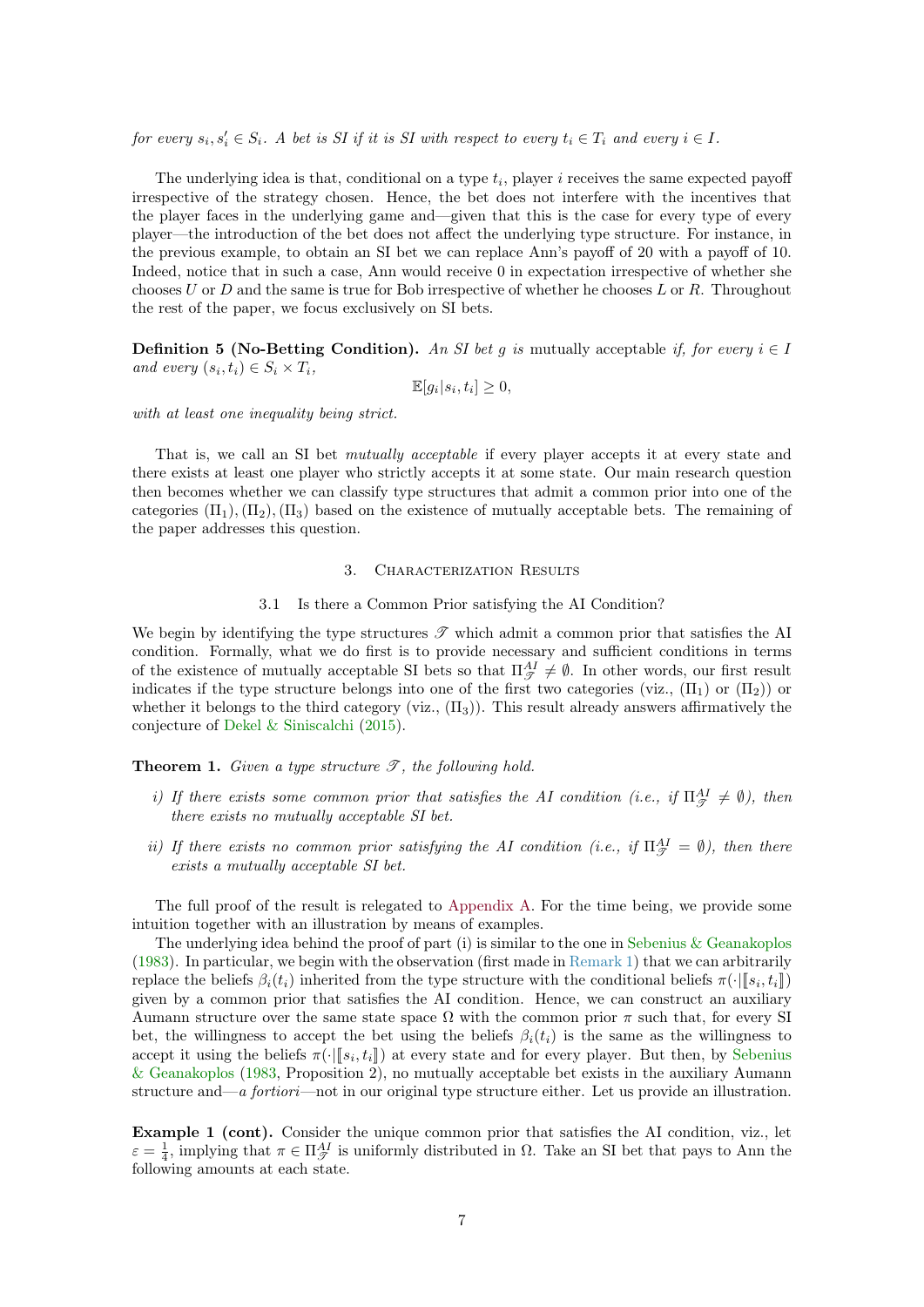*for every $s_i, s'_i \in S_i$. A bet is SI if it is SI with respect to every $t_i \in T_i$ and every $i \in I$.*

The underlying idea is that, conditional on a type $t_i$, player $i$ receives the same expected payoff irrespective of the strategy chosen. Hence, the bet does not interfere with the incentives that the player faces in the underlying game and—given that this is the case for every type of every player—the introduction of the bet does not affect the underlying type structure. For instance, in the previous example, to obtain an SI bet we can replace Ann's payoff of 20 with a payoff of 10. Indeed, notice that in such a case, Ann would receive 0 in expectation irrespective of whether she chooses $U$ or $D$ and the same is true for Bob irrespective of whether he chooses $L$ or $R$. Throughout the rest of the paper, we focus exclusively on SI bets.

**Definition 5 (No-Betting Condition).** *An SI bet $g$ is* mutually acceptable *if, for every $i \in I$ and every $(s_i, t_i) \in S_i \times T_i$,*

$$\mathbb{E}[g_i|s_i, t_i] \geq 0,$$

*with at least one inequality being strict.*

That is, we call an SI bet *mutually acceptable* if every player accepts it at every state and there exists at least one player who strictly accepts it at some state. Our main research question then becomes whether we can classify type structures that admit a common prior into one of the categories $(\Pi_1), (\Pi_2), (\Pi_3)$ based on the existence of mutually acceptable bets. The remaining of the paper addresses this question.

## 3. Characterization Results

### 3.1 Is there a Common Prior satisfying the AI Condition?

We begin by identifying the type structures $\mathscr{T}$ which admit a common prior that satisfies the AI condition. Formally, what we do first is to provide necessary and sufficient conditions in terms of the existence of mutually acceptable SI bets so that $\Pi^{AI}_{\mathscr{T}} \neq \emptyset$. In other words, our first result indicates if the type structure belongs into one of the first two categories (viz., $(\Pi_1)$ or $(\Pi_2)$) or whether it belongs to the third category (viz., $(\Pi_3)$). This result already answers affirmatively the conjecture of Dekel & Siniscalchi (2015).

**Theorem 1.** *Given a type structure $\mathscr{T}$, the following hold.*

*i) If there exists some common prior that satisfies the AI condition (i.e., if $\Pi^{AI}_{\mathscr{T}} \neq \emptyset$), then there exists no mutually acceptable SI bet.*

*ii) If there exists no common prior satisfying the AI condition (i.e., if $\Pi^{AI}_{\mathscr{T}} = \emptyset$), then there exists a mutually acceptable SI bet.*

The full proof of the result is relegated to Appendix A. For the time being, we provide some intuition together with an illustration by means of examples.

The underlying idea behind the proof of part (i) is similar to the one in Sebenius & Geanakoplos (1983). In particular, we begin with the observation (first made in Remark 1) that we can arbitrarily replace the beliefs $\beta_i(t_i)$ inherited from the type structure with the conditional beliefs $\pi(\cdot|[\![s_i, t_i]\!])$ given by a common prior that satisfies the AI condition. Hence, we can construct an auxiliary Aumann structure over the same state space $\Omega$ with the common prior $\pi$ such that, for every SI bet, the willingness to accept the bet using the beliefs $\beta_i(t_i)$ is the same as the willingness to accept it using the beliefs $\pi(\cdot|[\![s_i, t_i]\!])$ at every state and for every player. But then, by Sebenius & Geanakoplos (1983, Proposition 2), no mutually acceptable bet exists in the auxiliary Aumann structure and—*a fortiori*—not in our original type structure either. Let us provide an illustration.

**Example 1 (cont).** Consider the unique common prior that satisfies the AI condition, viz., let $\varepsilon = \frac{1}{4}$, implying that $\pi \in \Pi^{AI}_{\mathscr{T}}$ is uniformly distributed in $\Omega$. Take an SI bet that pays to Ann the following amounts at each state.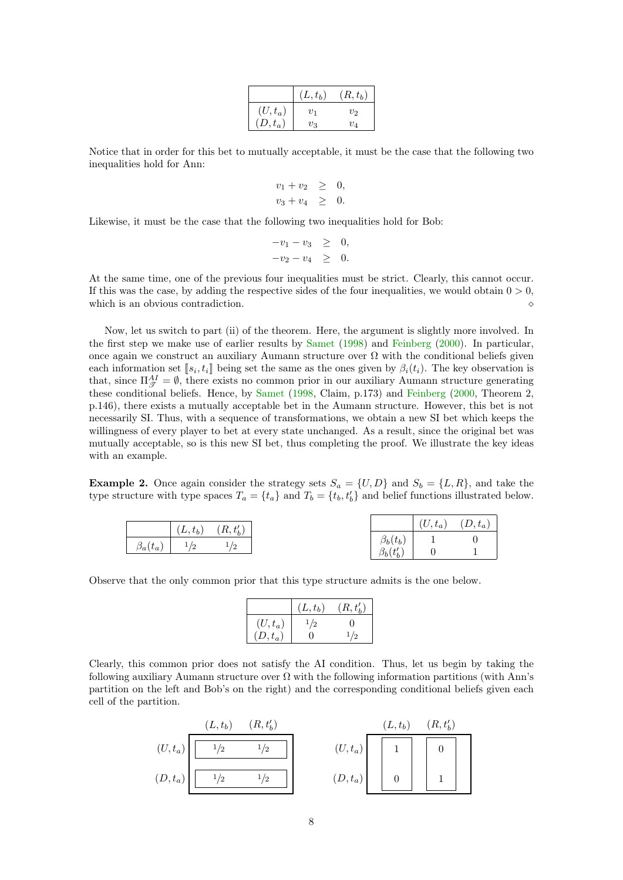|  | $(L, t_b)$ | $(R, t_b)$ |
|---|---|---|
| $(U, t_a)$ | $v_1$ | $v_2$ |
| $(D, t_a)$ | $v_3$ | $v_4$ |

Notice that in order for this bet to mutually acceptable, it must be the case that the following two inequalities hold for Ann:

$$\begin{aligned} v_1 + v_2 &\geq 0, \\ v_3 + v_4 &\geq 0. \end{aligned}$$

Likewise, it must be the case that the following two inequalities hold for Bob:

$$\begin{aligned} -v_1 - v_3 &\geq 0, \\ -v_2 - v_4 &\geq 0. \end{aligned}$$

At the same time, one of the previous four inequalities must be strict. Clearly, this cannot occur. If this was the case, by adding the respective sides of the four inequalities, we would obtain $0 > 0$, which is an obvious contradiction. ⋄

Now, let us switch to part (ii) of the theorem. Here, the argument is slightly more involved. In the first step we make use of earlier results by Samet (1998) and Feinberg (2000). In particular, once again we construct an auxiliary Aumann structure over $\Omega$ with the conditional beliefs given each information set $[\![s_i, t_i]\!]$ being set the same as the ones given by $\beta_i(t_i)$. The key observation is that, since $\Pi^{AI}_{\mathscr{T}} = \emptyset$, there exists no common prior in our auxiliary Aumann structure generating these conditional beliefs. Hence, by Samet (1998, Claim, p.173) and Feinberg (2000, Theorem 2, p.146), there exists a mutually acceptable bet in the Aumann structure. However, this bet is not necessarily SI. Thus, with a sequence of transformations, we obtain a new SI bet which keeps the willingness of every player to bet at every state unchanged. As a result, since the original bet was mutually acceptable, so is this new SI bet, thus completing the proof. We illustrate the key ideas with an example.

**Example 2.** Once again consider the strategy sets $S_a = \{U, D\}$ and $S_b = \{L, R\}$, and take the type structure with type spaces $T_a = \{t_a\}$ and $T_b = \{t_b, t'_b\}$ and belief functions illustrated below.

|  | $(L, t_b)$ | $(R, t'_b)$ |
|---|---|---|
| $\beta_a(t_a)$ | $1/2$ | $1/2$ |

|  | $(U, t_a)$ | $(D, t_a)$ |
|---|---|---|
| $\beta_b(t_b)$ | $1$ | $0$ |
| $\beta_b(t'_b)$ | $0$ | $1$ |

Observe that the only common prior that this type structure admits is the one below.

|  | $(L, t_b)$ | $(R, t'_b)$ |
|---|---|---|
| $(U, t_a)$ | $1/2$ | $0$ |
| $(D, t_a)$ | $0$ | $1/2$ |

Clearly, this common prior does not satisfy the AI condition. Thus, let us begin by taking the following auxiliary Aumann structure over $\Omega$ with the following information partitions (with Ann's partition on the left and Bob's on the right) and the corresponding conditional beliefs given each cell of the partition.

Ann's partition:

|  | $(L, t_b)$ | $(R, t'_b)$ |
|---|---|---|
| $(U, t_a)$ | $1/2$ | $1/2$ |
| $(D, t_a)$ | $1/2$ | $1/2$ |

Bob's partition:

|  | $(L, t_b)$ | $(R, t'_b)$ |
|---|---|---|
| $(U, t_a)$ | $1$ | $0$ |
| $(D, t_a)$ | $0$ | $1$ |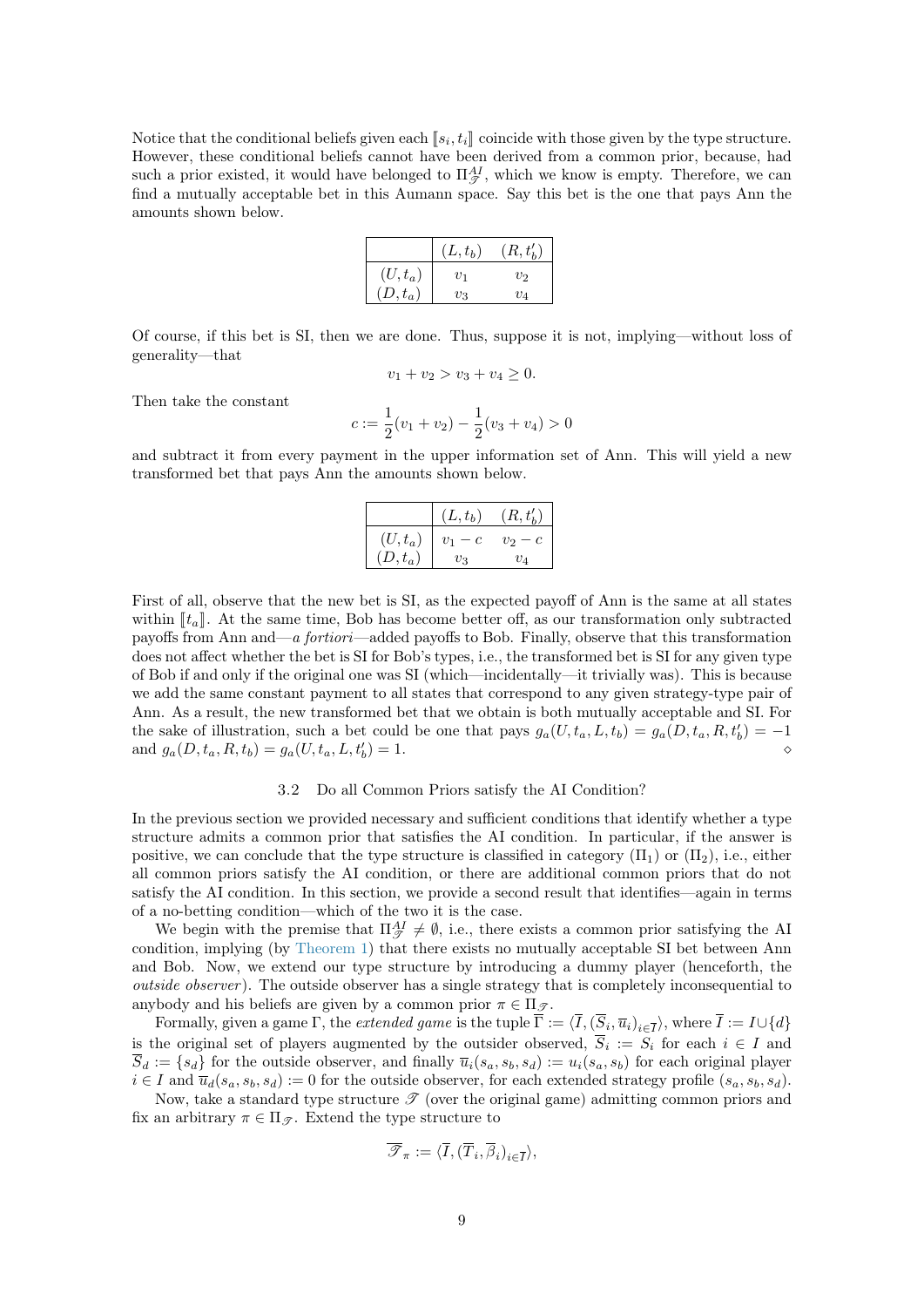Notice that the conditional beliefs given each $[\![s_i, t_i]\!]$ coincide with those given by the type structure. However, these conditional beliefs cannot have been derived from a common prior, because, had such a prior existed, it would have belonged to $\Pi^{AI}_{\mathscr{T}}$, which we know is empty. Therefore, we can find a mutually acceptable bet in this Aumann space. Say this bet is the one that pays Ann the amounts shown below.

| | $(L, t_b)$ | $(R, t'_b)$ |
|---|---|---|
| $(U, t_a)$ | $v_1$ | $v_2$ |
| $(D, t_a)$ | $v_3$ | $v_4$ |

Of course, if this bet is SI, then we are done. Thus, suppose it is not, implying—without loss of generality—that

$$v_1 + v_2 > v_3 + v_4 \geq 0.$$

Then take the constant

$$c := \frac{1}{2}(v_1 + v_2) - \frac{1}{2}(v_3 + v_4) > 0$$

and subtract it from every payment in the upper information set of Ann. This will yield a new transformed bet that pays Ann the amounts shown below.

| | $(L, t_b)$ | $(R, t'_b)$ |
|---|---|---|
| $(U, t_a)$ | $v_1 - c$ | $v_2 - c$ |
| $(D, t_a)$ | $v_3$ | $v_4$ |

First of all, observe that the new bet is SI, as the expected payoff of Ann is the same at all states within $[\![t_a]\!]$. At the same time, Bob has become better off, as our transformation only subtracted payoffs from Ann and—*a fortiori*—added payoffs to Bob. Finally, observe that this transformation does not affect whether the bet is SI for Bob's types, i.e., the transformed bet is SI for any given type of Bob if and only if the original one was SI (which—incidentally—it trivially was). This is because we add the same constant payment to all states that correspond to any given strategy-type pair of Ann. As a result, the new transformed bet that we obtain is both mutually acceptable and SI. For the sake of illustration, such a bet could be one that pays $g_a(U, t_a, L, t_b) = g_a(D, t_a, R, t'_b) = -1$ and $g_a(D, t_a, R, t_b) = g_a(U, t_a, L, t'_b) = 1$. $\diamond$

### 3.2 Do all Common Priors satisfy the AI Condition?

In the previous section we provided necessary and sufficient conditions that identify whether a type structure admits a common prior that satisfies the AI condition. In particular, if the answer is positive, we can conclude that the type structure is classified in category $(\Pi_1)$ or $(\Pi_2)$, i.e., either all common priors satisfy the AI condition, or there are additional common priors that do not satisfy the AI condition. In this section, we provide a second result that identifies—again in terms of a no-betting condition—which of the two it is the case.

We begin with the premise that $\Pi^{AI}_{\mathscr{T}} \neq \emptyset$, i.e., there exists a common prior satisfying the AI condition, implying (by Theorem 1) that there exists no mutually acceptable SI bet between Ann and Bob. Now, we extend our type structure by introducing a dummy player (henceforth, the *outside observer*). The outside observer has a single strategy that is completely inconsequential to anybody and his beliefs are given by a common prior $\pi \in \Pi_{\mathscr{T}}$.

Formally, given a game $\Gamma$, the *extended game* is the tuple $\overline{\Gamma} := \langle \overline{I}, (\overline{S}_i, \overline{u}_i)_{i \in \overline{I}} \rangle$, where $\overline{I} := I \cup \{d\}$ is the original set of players augmented by the outsider observed, $\overline{S}_i := S_i$ for each $i \in I$ and $\overline{S}_d := \{s_d\}$ for the outside observer, and finally $\overline{u}_i(s_a, s_b, s_d) := u_i(s_a, s_b)$ for each original player $i \in I$ and $\overline{u}_d(s_a, s_b, s_d) := 0$ for the outside observer, for each extended strategy profile $(s_a, s_b, s_d)$.

Now, take a standard type structure $\mathscr{T}$ (over the original game) admitting common priors and fix an arbitrary $\pi \in \Pi_{\mathscr{T}}$. Extend the type structure to

$$\overline{\mathscr{T}}_\pi := \langle \overline{I}, (\overline{T}_i, \overline{\beta}_i)_{i \in \overline{I}} \rangle,$$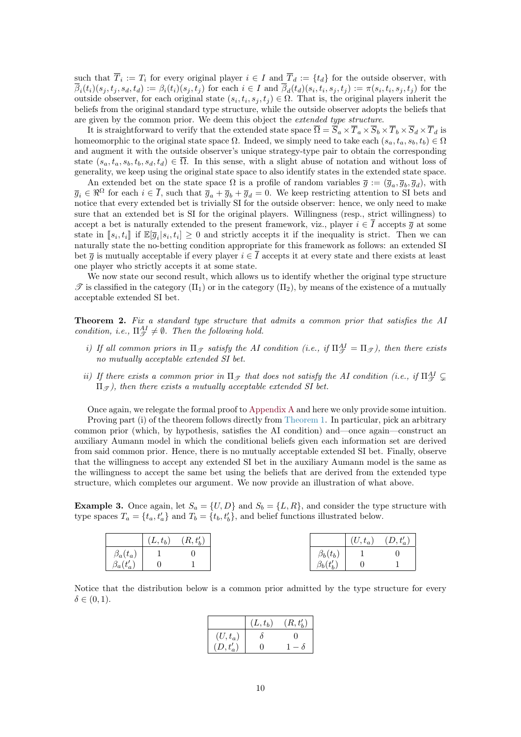such that $\overline{T}_i := T_i$ for every original player $i \in I$ and $\overline{T}_d := \{t_d\}$ for the outside observer, with $\overline{\beta}_i(t_i)(s_j, t_j, s_d, t_d) := \beta_i(t_i)(s_j, t_j)$ for each $i \in I$ and $\overline{\beta}_d(t_d)(s_i, t_i, s_j, t_j) := \pi(s_i, t_i, s_j, t_j)$ for the outside observer, for each original state $(s_i, t_i, s_j, t_j) \in \Omega$. That is, the original players inherit the beliefs from the original standard type structure, while the outside observer adopts the beliefs that are given by the common prior. We deem this object the *extended type structure*.

It is straightforward to verify that the extended state space $\overline{\Omega} = \overline{S}_a \times \overline{T}_a \times \overline{S}_b \times \overline{T}_b \times \overline{S}_d \times \overline{T}_d$ is homeomorphic to the original state space $\Omega$. Indeed, we simply need to take each $(s_a, t_a, s_b, t_b) \in \Omega$ and augment it with the outside observer's unique strategy-type pair to obtain the corresponding state $(s_a, t_a, s_b, t_b, s_d, t_d) \in \overline{\Omega}$. In this sense, with a slight abuse of notation and without loss of generality, we keep using the original state space to also identify states in the extended state space.

An extended bet on the state space $\Omega$ is a profile of random variables $\overline{g} := (\overline{g}_a, \overline{g}_b, \overline{g}_d)$, with $\overline{g}_i \in \Re^\Omega$ for each $i \in \overline{I}$, such that $\overline{g}_a + \overline{g}_b + \overline{g}_d = 0$. We keep restricting attention to SI bets and notice that every extended bet is trivially SI for the outside observer: hence, we only need to make sure that an extended bet is SI for the original players. Willingness (resp., strict willingness) to accept a bet is naturally extended to the present framework, viz., player $i \in \overline{I}$ accepts $\overline{g}$ at some state in $[\![s_i, t_i]\!]$ if $\mathbb{E}[\overline{g}_i | s_i, t_i] \geq 0$ and strictly accepts it if the inequality is strict. Then we can naturally state the no-betting condition appropriate for this framework as follows: an extended SI bet $\overline{g}$ is mutually acceptable if every player $i \in \overline{I}$ accepts it at every state and there exists at least one player who strictly accepts it at some state.

We now state our second result, which allows us to identify whether the original type structure $\mathscr{T}$ is classified in the category $(\Pi_1)$ or in the category $(\Pi_2)$, by means of the existence of a mutually acceptable extended SI bet.

**Theorem 2.** *Fix a standard type structure that admits a common prior that satisfies the AI condition, i.e., $\Pi^{AI}_{\mathscr{T}} \neq \emptyset$. Then the following hold.*

*i) If all common priors in $\Pi_{\mathscr{T}}$ satisfy the AI condition (i.e., if $\Pi^{AI}_{\mathscr{T}} = \Pi_{\mathscr{T}}$), then there exists no mutually acceptable extended SI bet.*

*ii) If there exists a common prior in $\Pi_{\mathscr{T}}$ that does not satisfy the AI condition (i.e., if $\Pi^{AI}_{\mathscr{T}} \subsetneq \Pi_{\mathscr{T}}$), then there exists a mutually acceptable extended SI bet.*

Once again, we relegate the formal proof to Appendix A and here we only provide some intuition.

Proving part (i) of the theorem follows directly from Theorem 1. In particular, pick an arbitrary common prior (which, by hypothesis, satisfies the AI condition) and—once again—construct an auxiliary Aumann model in which the conditional beliefs given each information set are derived from said common prior. Hence, there is no mutually acceptable extended SI bet. Finally, observe that the willingness to accept any extended SI bet in the auxiliary Aumann model is the same as the willingness to accept the same bet using the beliefs that are derived from the extended type structure, which completes our argument. We now provide an illustration of what above.

**Example 3.** Once again, let $S_a = \{U, D\}$ and $S_b = \{L, R\}$, and consider the type structure with type spaces $T_a = \{t_a, t'_a\}$ and $T_b = \{t_b, t'_b\}$, and belief functions illustrated below.

| | $(L, t_b)$ | $(R, t'_b)$ |
|---|---|---|
| $\beta_a(t_a)$ | 1 | 0 |
| $\beta_a(t'_a)$ | 0 | 1 |

| | $(U, t_a)$ | $(D, t'_a)$ |
|---|---|---|
| $\beta_b(t_b)$ | 1 | 0 |
| $\beta_b(t'_b)$ | 0 | 1 |

Notice that the distribution below is a common prior admitted by the type structure for every $\delta \in (0, 1)$.

| | $(L, t_b)$ | $(R, t'_b)$ |
|---|---|---|
| $(U, t_a)$ | $\delta$ | 0 |
| $(D, t'_a)$ | 0 | $1 - \delta$ |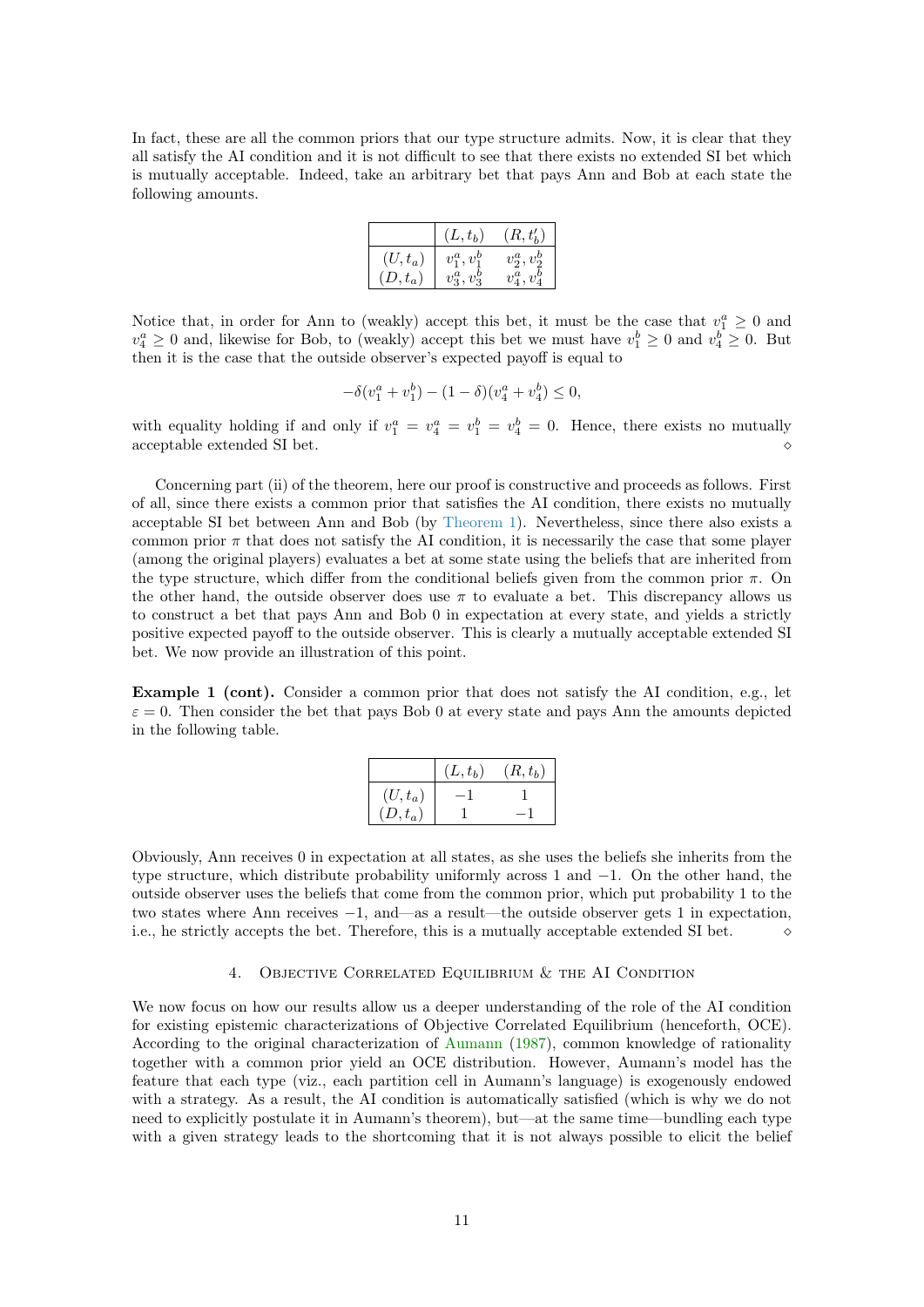In fact, these are all the common priors that our type structure admits. Now, it is clear that they all satisfy the AI condition and it is not difficult to see that there exists no extended SI bet which is mutually acceptable. Indeed, take an arbitrary bet that pays Ann and Bob at each state the following amounts.

| | $(L, t_b)$ | $(R, t'_b)$ |
|---|---|---|
| $(U, t_a)$ | $v_1^a, v_1^b$ | $v_2^a, v_2^b$ |
| $(D, t_a)$ | $v_3^a, v_3^b$ | $v_4^a, v_4^b$ |

Notice that, in order for Ann to (weakly) accept this bet, it must be the case that $v_1^a \geq 0$ and $v_4^a \geq 0$ and, likewise for Bob, to (weakly) accept this bet we must have $v_1^b \geq 0$ and $v_4^b \geq 0$. But then it is the case that the outside observer's expected payoff is equal to

$$-\delta(v_1^a + v_1^b) - (1-\delta)(v_4^a + v_4^b) \leq 0,$$

with equality holding if and only if $v_1^a = v_4^a = v_1^b = v_4^b = 0$. Hence, there exists no mutually acceptable extended SI bet. ⋄

Concerning part (ii) of the theorem, here our proof is constructive and proceeds as follows. First of all, since there exists a common prior that satisfies the AI condition, there exists no mutually acceptable SI bet between Ann and Bob (by Theorem 1). Nevertheless, since there also exists a common prior $\pi$ that does not satisfy the AI condition, it is necessarily the case that some player (among the original players) evaluates a bet at some state using the beliefs that are inherited from the type structure, which differ from the conditional beliefs given from the common prior $\pi$. On the other hand, the outside observer does use $\pi$ to evaluate a bet. This discrepancy allows us to construct a bet that pays Ann and Bob 0 in expectation at every state, and yields a strictly positive expected payoff to the outside observer. This is clearly a mutually acceptable extended SI bet. We now provide an illustration of this point.

**Example 1 (cont).** Consider a common prior that does not satisfy the AI condition, e.g., let $\varepsilon = 0$. Then consider the bet that pays Bob 0 at every state and pays Ann the amounts depicted in the following table.

| | $(L, t_b)$ | $(R, t_b)$ |
|---|---|---|
| $(U, t_a)$ | $-1$ | $1$ |
| $(D, t_a)$ | $1$ | $-1$ |

Obviously, Ann receives 0 in expectation at all states, as she uses the beliefs she inherits from the type structure, which distribute probability uniformly across 1 and $-1$. On the other hand, the outside observer uses the beliefs that come from the common prior, which put probability 1 to the two states where Ann receives $-1$, and—as a result—the outside observer gets 1 in expectation, i.e., he strictly accepts the bet. Therefore, this is a mutually acceptable extended SI bet. ⋄

## 4. Objective Correlated Equilibrium & the AI Condition

We now focus on how our results allow us a deeper understanding of the role of the AI condition for existing epistemic characterizations of Objective Correlated Equilibrium (henceforth, OCE). According to the original characterization of Aumann (1987), common knowledge of rationality together with a common prior yield an OCE distribution. However, Aumann's model has the feature that each type (viz., each partition cell in Aumann's language) is exogenously endowed with a strategy. As a result, the AI condition is automatically satisfied (which is why we do not need to explicitly postulate it in Aumann's theorem), but—at the same time—bundling each type with a given strategy leads to the shortcoming that it is not always possible to elicit the belief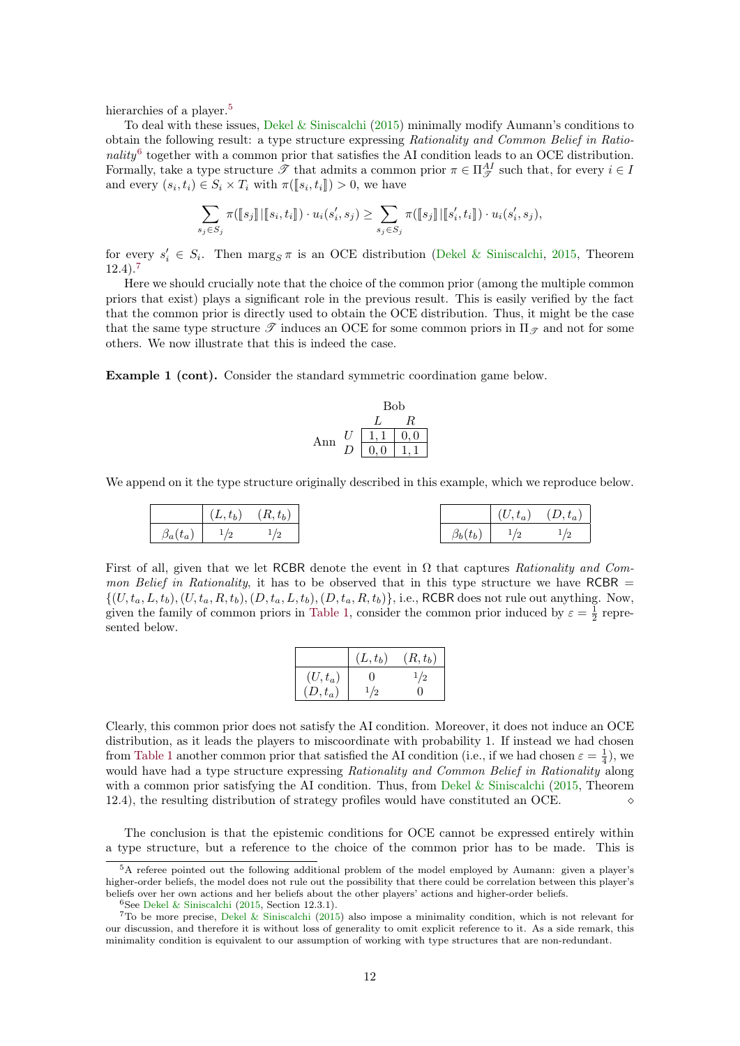hierarchies of a player.[5]

To deal with these issues, Dekel & Siniscalchi (2015) minimally modify Aumann's conditions to obtain the following result: a type structure expressing *Rationality and Common Belief in Rationality*[6] together with a common prior that satisfies the AI condition leads to an OCE distribution. Formally, take a type structure $\mathscr{T}$ that admits a common prior $\pi \in \Pi^{AI}_{\mathscr{T}}$ such that, for every $i \in I$ and every $(s_i, t_i) \in S_i \times T_i$ with $\pi([\![s_i, t_i]\!]) > 0$, we have

$$\sum_{s_j \in S_j} \pi([\![s_j]\!] \,|\, [\![s_i, t_i]\!]) \cdot u_i(s'_i, s_j) \geq \sum_{s_j \in S_j} \pi([\![s_j]\!] \,|\, [\![s'_i, t_i]\!]) \cdot u_i(s'_i, s_j),$$

for every $s'_i \in S_i$. Then $\mathrm{marg}_S \, \pi$ is an OCE distribution (Dekel & Siniscalchi, 2015, Theorem 12.4).[7]

Here we should crucially note that the choice of the common prior (among the multiple common priors that exist) plays a significant role in the previous result. This is easily verified by the fact that the common prior is directly used to obtain the OCE distribution. Thus, it might be the case that the same type structure $\mathscr{T}$ induces an OCE for some common priors in $\Pi_{\mathscr{T}}$ and not for some others. We now illustrate that this is indeed the case.

**Example 1 (cont).** Consider the standard symmetric coordination game below.

| Ann \ Bob | $L$ | $R$ |
|---|---|---|
| $U$ | $1,1$ | $0,0$ |
| $D$ | $0,0$ | $1,1$ |

We append on it the type structure originally described in this example, which we reproduce below.

| | $(L, t_b)$ | $(R, t_b)$ |
|---|---|---|
| $\beta_a(t_a)$ | $1/2$ | $1/2$ |

| | $(U, t_a)$ | $(D, t_a)$ |
|---|---|---|
| $\beta_b(t_b)$ | $1/2$ | $1/2$ |

First of all, given that we let RCBR denote the event in $\Omega$ that captures *Rationality and Common Belief in Rationality*, it has to be observed that in this type structure we have RCBR $= \{(U, t_a, L, t_b), (U, t_a, R, t_b), (D, t_a, L, t_b), (D, t_a, R, t_b)\}$, i.e., RCBR does not rule out anything. Now, given the family of common priors in Table 1, consider the common prior induced by $\varepsilon = \frac{1}{2}$ represented below.

| | $(L, t_b)$ | $(R, t_b)$ |
|---|---|---|
| $(U, t_a)$ | $0$ | $1/2$ |
| $(D, t_a)$ | $1/2$ | $0$ |

Clearly, this common prior does not satisfy the AI condition. Moreover, it does not induce an OCE distribution, as it leads the players to miscoordinate with probability 1. If instead we had chosen from Table 1 another common prior that satisfied the AI condition (i.e., if we had chosen $\varepsilon = \frac{1}{4}$), we would have had a type structure expressing *Rationality and Common Belief in Rationality* along with a common prior satisfying the AI condition. Thus, from Dekel & Siniscalchi (2015, Theorem 12.4), the resulting distribution of strategy profiles would have constituted an OCE. ◇

The conclusion is that the epistemic conditions for OCE cannot be expressed entirely within a type structure, but a reference to the choice of the common prior has to be made. This is

[5] A referee pointed out the following additional problem of the model employed by Aumann: given a player's higher-order beliefs, the model does not rule out the possibility that there could be correlation between this player's beliefs over her own actions and her beliefs about the other players' actions and higher-order beliefs.

[6] See Dekel & Siniscalchi (2015, Section 12.3.1).

[7] To be more precise, Dekel & Siniscalchi (2015) also impose a minimality condition, which is not relevant for our discussion, and therefore it is without loss of generality to omit explicit reference to it. As a side remark, this minimality condition is equivalent to our assumption of working with type structures that are non-redundant.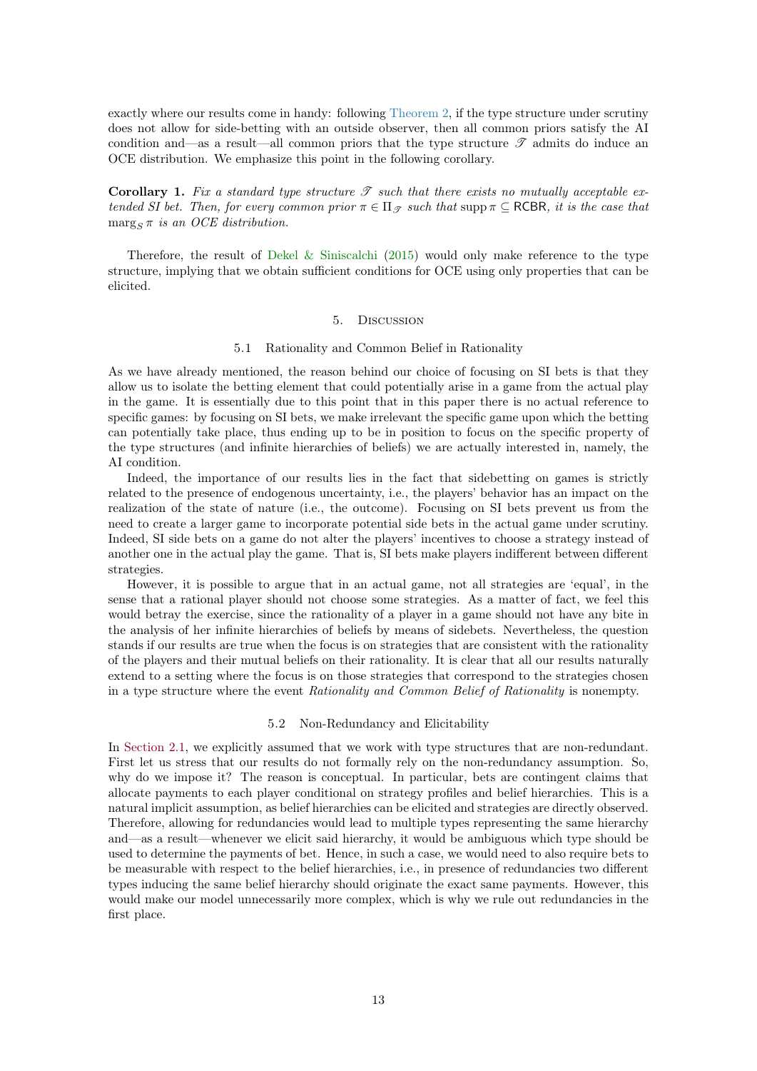exactly where our results come in handy: following Theorem 2, if the type structure under scrutiny does not allow for side-betting with an outside observer, then all common priors satisfy the AI condition and—as a result—all common priors that the type structure $\mathscr{T}$ admits do induce an OCE distribution. We emphasize this point in the following corollary.

**Corollary 1.** *Fix a standard type structure $\mathscr{T}$ such that there exists no mutually acceptable extended SI bet. Then, for every common prior $\pi \in \Pi_{\mathscr{T}}$ such that $\operatorname{supp} \pi \subseteq \mathsf{RCBR}$, it is the case that $\operatorname{marg}_S \pi$ is an OCE distribution.*

Therefore, the result of Dekel & Siniscalchi (2015) would only make reference to the type structure, implying that we obtain sufficient conditions for OCE using only properties that can be elicited.

# 5. Discussion

## 5.1 Rationality and Common Belief in Rationality

As we have already mentioned, the reason behind our choice of focusing on SI bets is that they allow us to isolate the betting element that could potentially arise in a game from the actual play in the game. It is essentially due to this point that in this paper there is no actual reference to specific games: by focusing on SI bets, we make irrelevant the specific game upon which the betting can potentially take place, thus ending up to be in position to focus on the specific property of the type structures (and infinite hierarchies of beliefs) we are actually interested in, namely, the AI condition.

Indeed, the importance of our results lies in the fact that sidebetting on games is strictly related to the presence of endogenous uncertainty, i.e., the players' behavior has an impact on the realization of the state of nature (i.e., the outcome). Focusing on SI bets prevent us from the need to create a larger game to incorporate potential side bets in the actual game under scrutiny. Indeed, SI side bets on a game do not alter the players' incentives to choose a strategy instead of another one in the actual play the game. That is, SI bets make players indifferent between different strategies.

However, it is possible to argue that in an actual game, not all strategies are 'equal', in the sense that a rational player should not choose some strategies. As a matter of fact, we feel this would betray the exercise, since the rationality of a player in a game should not have any bite in the analysis of her infinite hierarchies of beliefs by means of sidebets. Nevertheless, the question stands if our results are true when the focus is on strategies that are consistent with the rationality of the players and their mutual beliefs on their rationality. It is clear that all our results naturally extend to a setting where the focus is on those strategies that correspond to the strategies chosen in a type structure where the event *Rationality and Common Belief of Rationality* is nonempty.

## 5.2 Non-Redundancy and Elicitability

In Section 2.1, we explicitly assumed that we work with type structures that are non-redundant. First let us stress that our results do not formally rely on the non-redundancy assumption. So, why do we impose it? The reason is conceptual. In particular, bets are contingent claims that allocate payments to each player conditional on strategy profiles and belief hierarchies. This is a natural implicit assumption, as belief hierarchies can be elicited and strategies are directly observed. Therefore, allowing for redundancies would lead to multiple types representing the same hierarchy and—as a result—whenever we elicit said hierarchy, it would be ambiguous which type should be used to determine the payments of bet. Hence, in such a case, we would need to also require bets to be measurable with respect to the belief hierarchies, i.e., in presence of redundancies two different types inducing the same belief hierarchy should originate the exact same payments. However, this would make our model unnecessarily more complex, which is why we rule out redundancies in the first place.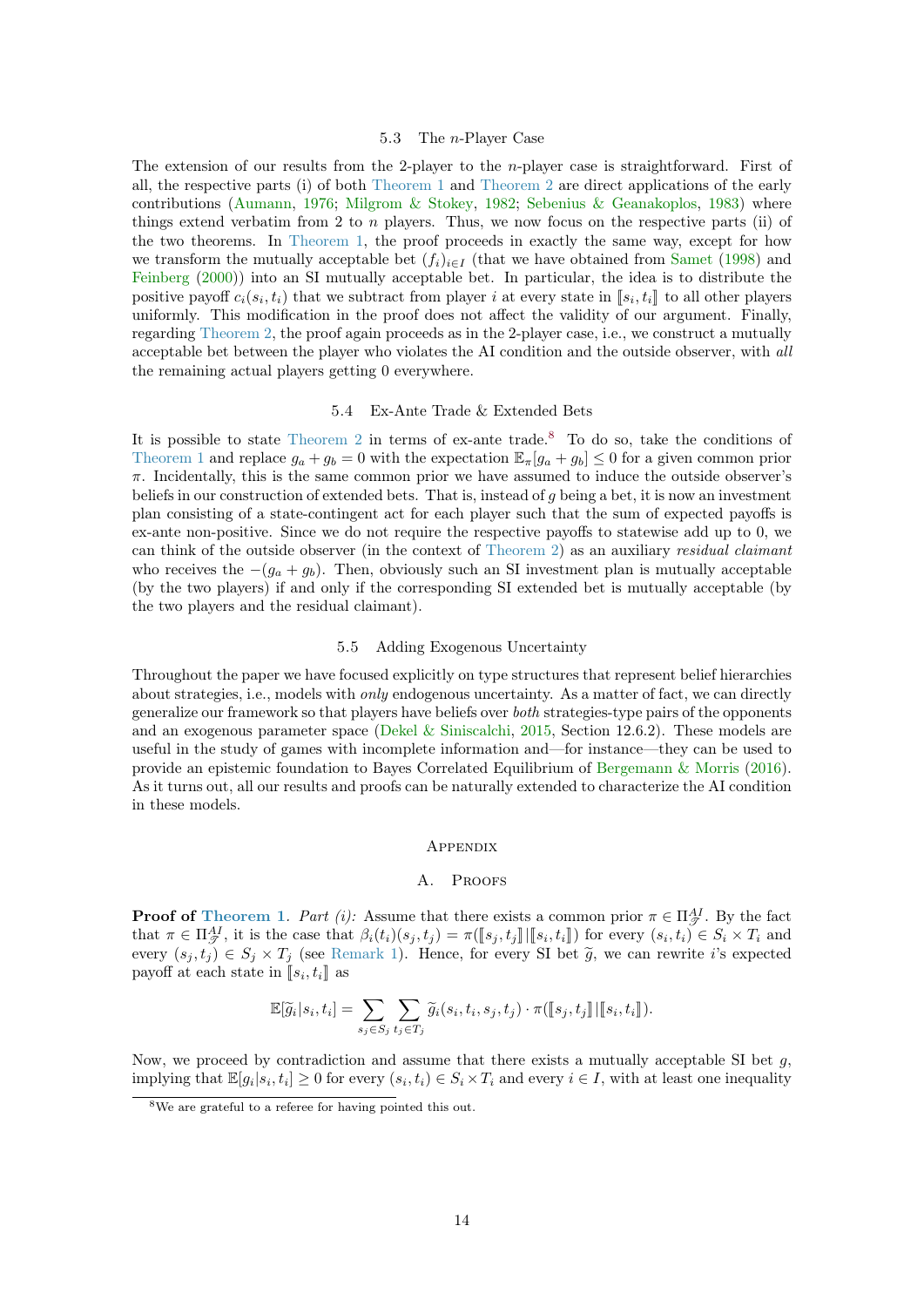### 5.3 The $n$-Player Case

The extension of our results from the 2-player to the $n$-player case is straightforward. First of all, the respective parts (i) of both Theorem 1 and Theorem 2 are direct applications of the early contributions (Aumann, 1976; Milgrom & Stokey, 1982; Sebenius & Geanakoplos, 1983) where things extend verbatim from 2 to $n$ players. Thus, we now focus on the respective parts (ii) of the two theorems. In Theorem 1, the proof proceeds in exactly the same way, except for how we transform the mutually acceptable bet $(f_i)_{i \in I}$ (that we have obtained from Samet (1998) and Feinberg (2000)) into an SI mutually acceptable bet. In particular, the idea is to distribute the positive payoff $c_i(s_i, t_i)$ that we subtract from player $i$ at every state in $[\![s_i, t_i]\!]$ to all other players uniformly. This modification in the proof does not affect the validity of our argument. Finally, regarding Theorem 2, the proof again proceeds as in the 2-player case, i.e., we construct a mutually acceptable bet between the player who violates the AI condition and the outside observer, with *all* the remaining actual players getting 0 everywhere.

### 5.4 Ex-Ante Trade & Extended Bets

It is possible to state Theorem 2 in terms of ex-ante trade.[8] To do so, take the conditions of Theorem 1 and replace $g_a + g_b = 0$ with the expectation $\mathbb{E}_\pi[g_a + g_b] \leq 0$ for a given common prior $\pi$. Incidentally, this is the same common prior we have assumed to induce the outside observer's beliefs in our construction of extended bets. That is, instead of $g$ being a bet, it is now an investment plan consisting of a state-contingent act for each player such that the sum of expected payoffs is ex-ante non-positive. Since we do not require the respective payoffs to statewise add up to 0, we can think of the outside observer (in the context of Theorem 2) as an auxiliary *residual claimant* who receives the $-(g_a + g_b)$. Then, obviously such an SI investment plan is mutually acceptable (by the two players) if and only if the corresponding SI extended bet is mutually acceptable (by the two players and the residual claimant).

### 5.5 Adding Exogenous Uncertainty

Throughout the paper we have focused explicitly on type structures that represent belief hierarchies about strategies, i.e., models with *only* endogenous uncertainty. As a matter of fact, we can directly generalize our framework so that players have beliefs over *both* strategies-type pairs of the opponents and an exogenous parameter space (Dekel & Siniscalchi, 2015, Section 12.6.2). These models are useful in the study of games with incomplete information and—for instance—they can be used to provide an epistemic foundation to Bayes Correlated Equilibrium of Bergemann & Morris (2016). As it turns out, all our results and proofs can be naturally extended to characterize the AI condition in these models.

## Appendix

## A. Proofs

**Proof of Theorem 1.** *Part (i):* Assume that there exists a common prior $\pi \in \Pi^{AI}_{\mathscr{T}}$. By the fact that $\pi \in \Pi^{AI}_{\mathscr{T}}$, it is the case that $\beta_i(t_i)(s_j, t_j) = \pi([\![s_j, t_j]\!] \,|\, [\![s_i, t_i]\!])$ for every $(s_i, t_i) \in S_i \times T_i$ and every $(s_j, t_j) \in S_j \times T_j$ (see Remark 1). Hence, for every SI bet $\widetilde{g}$, we can rewrite $i$'s expected payoff at each state in $[\![s_i, t_i]\!]$ as

$$\mathbb{E}[\widetilde{g}_i | s_i, t_i] = \sum_{s_j \in S_j} \sum_{t_j \in T_j} \widetilde{g}_i(s_i, t_i, s_j, t_j) \cdot \pi([\![s_j, t_j]\!] \,|\, [\![s_i, t_i]\!]).$$

Now, we proceed by contradiction and assume that there exists a mutually acceptable SI bet $g$, implying that $\mathbb{E}[g_i | s_i, t_i] \geq 0$ for every $(s_i, t_i) \in S_i \times T_i$ and every $i \in I$, with at least one inequality

[8] We are grateful to a referee for having pointed this out.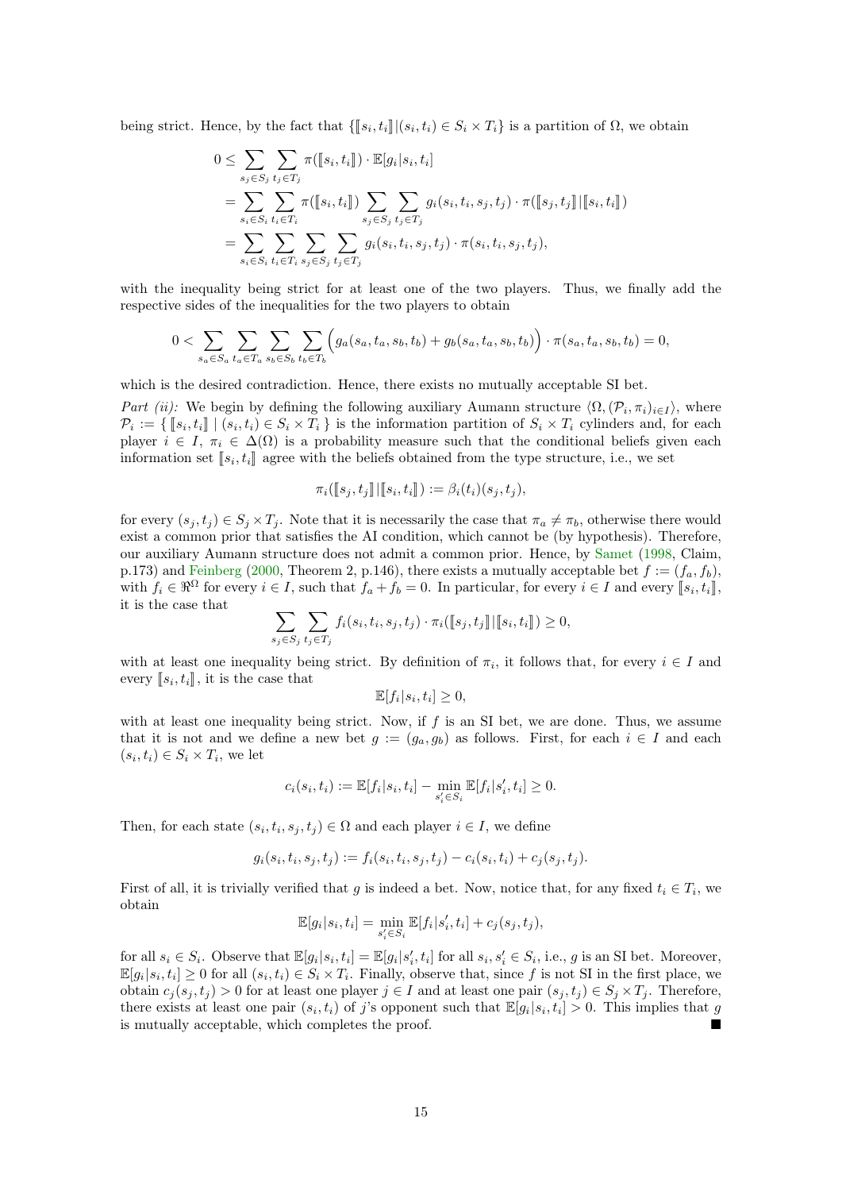being strict. Hence, by the fact that $\{[\![s_i, t_i]\!] | (s_i, t_i) \in S_i \times T_i\}$ is a partition of $\Omega$, we obtain

$$
\begin{aligned}
0 &\leq \sum_{s_j \in S_j} \sum_{t_j \in T_j} \pi([\![s_i, t_i]\!]) \cdot \mathbb{E}[g_i | s_i, t_i] \\
&= \sum_{s_i \in S_i} \sum_{t_i \in T_i} \pi([\![s_i, t_i]\!]) \sum_{s_j \in S_j} \sum_{t_j \in T_j} g_i(s_i, t_i, s_j, t_j) \cdot \pi([\![s_j, t_j]\!] | [\![s_i, t_i]\!]) \\
&= \sum_{s_i \in S_i} \sum_{t_i \in T_i} \sum_{s_j \in S_j} \sum_{t_j \in T_j} g_i(s_i, t_i, s_j, t_j) \cdot \pi(s_i, t_i, s_j, t_j),
\end{aligned}
$$

with the inequality being strict for at least one of the two players. Thus, we finally add the respective sides of the inequalities for the two players to obtain

$$
0 < \sum_{s_a \in S_a} \sum_{t_a \in T_a} \sum_{s_b \in S_b} \sum_{t_b \in T_b} \Big( g_a(s_a, t_a, s_b, t_b) + g_b(s_a, t_a, s_b, t_b) \Big) \cdot \pi(s_a, t_a, s_b, t_b) = 0,
$$

which is the desired contradiction. Hence, there exists no mutually acceptable SI bet.

*Part (ii):* We begin by defining the following auxiliary Aumann structure $\langle \Omega, (\mathcal{P}_i, \pi_i)_{i \in I} \rangle$, where $\mathcal{P}_i := \{\, [\![s_i, t_i]\!] \mid (s_i, t_i) \in S_i \times T_i \,\}$ is the information partition of $S_i \times T_i$ cylinders and, for each player $i \in I$, $\pi_i \in \Delta(\Omega)$ is a probability measure such that the conditional beliefs given each information set $[\![s_i, t_i]\!]$ agree with the beliefs obtained from the type structure, i.e., we set

$$
\pi_i([\![s_j, t_j]\!] | [\![s_i, t_i]\!]) := \beta_i(t_i)(s_j, t_j),
$$

for every $(s_j, t_j) \in S_j \times T_j$. Note that it is necessarily the case that $\pi_a \neq \pi_b$, otherwise there would exist a common prior that satisfies the AI condition, which cannot be (by hypothesis). Therefore, our auxiliary Aumann structure does not admit a common prior. Hence, by Samet (1998, Claim, p.173) and Feinberg (2000, Theorem 2, p.146), there exists a mutually acceptable bet $f := (f_a, f_b)$, with $f_i \in \Re^{\Omega}$ for every $i \in I$, such that $f_a + f_b = 0$. In particular, for every $i \in I$ and every $[\![s_i, t_i]\!]$, it is the case that

$$
\sum_{s_j \in S_j} \sum_{t_j \in T_j} f_i(s_i, t_i, s_j, t_j) \cdot \pi_i([\![s_j, t_j]\!] | [\![s_i, t_i]\!]) \geq 0,
$$

with at least one inequality being strict. By definition of $\pi_i$, it follows that, for every $i \in I$ and every $[\![s_i, t_i]\!]$, it is the case that

$$
\mathbb{E}[f_i | s_i, t_i] \geq 0,
$$

with at least one inequality being strict. Now, if $f$ is an SI bet, we are done. Thus, we assume that it is not and we define a new bet $g := (g_a, g_b)$ as follows. First, for each $i \in I$ and each $(s_i, t_i) \in S_i \times T_i$, we let

$$
c_i(s_i, t_i) := \mathbb{E}[f_i | s_i, t_i] - \min_{s'_i \in S_i} \mathbb{E}[f_i | s'_i, t_i] \geq 0.
$$

Then, for each state $(s_i, t_i, s_j, t_j) \in \Omega$ and each player $i \in I$, we define

$$
g_i(s_i, t_i, s_j, t_j) := f_i(s_i, t_i, s_j, t_j) - c_i(s_i, t_i) + c_j(s_j, t_j).
$$

First of all, it is trivially verified that $g$ is indeed a bet. Now, notice that, for any fixed $t_i \in T_i$, we obtain

$$
\mathbb{E}[g_i | s_i, t_i] = \min_{s'_i \in S_i} \mathbb{E}[f_i | s'_i, t_i] + c_j(s_j, t_j),
$$

for all $s_i \in S_i$. Observe that $\mathbb{E}[g_i | s_i, t_i] = \mathbb{E}[g_i | s'_i, t_i]$ for all $s_i, s'_i \in S_i$, i.e., $g$ is an SI bet. Moreover, $\mathbb{E}[g_i | s_i, t_i] \geq 0$ for all $(s_i, t_i) \in S_i \times T_i$. Finally, observe that, since $f$ is not SI in the first place, we obtain $c_j(s_j, t_j) > 0$ for at least one player $j \in I$ and at least one pair $(s_j, t_j) \in S_j \times T_j$. Therefore, there exists at least one pair $(s_i, t_i)$ of $j$'s opponent such that $\mathbb{E}[g_i | s_i, t_i] > 0$. This implies that $g$ is mutually acceptable, which completes the proof. ■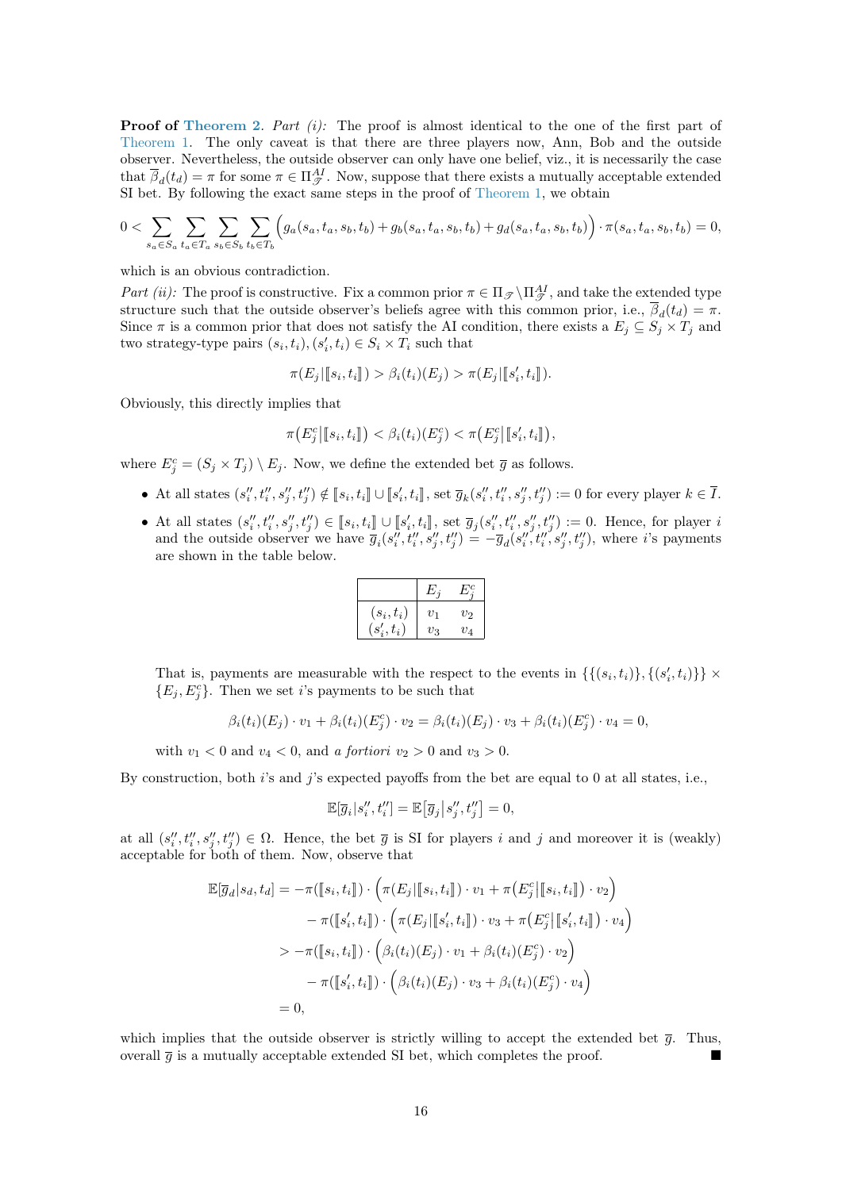**Proof of Theorem 2.** *Part (i):* The proof is almost identical to the one of the first part of Theorem 1. The only caveat is that there are three players now, Ann, Bob and the outside observer. Nevertheless, the outside observer can only have one belief, viz., it is necessarily the case that $\overline{\beta}_d(t_d) = \pi$ for some $\pi \in \Pi^{AI}_{\mathscr{T}}$. Now, suppose that there exists a mutually acceptable extended SI bet. By following the exact same steps in the proof of Theorem 1, we obtain

$$0 < \sum_{s_a \in S_a} \sum_{t_a \in T_a} \sum_{s_b \in S_b} \sum_{t_b \in T_b} \Big( g_a(s_a, t_a, s_b, t_b) + g_b(s_a, t_a, s_b, t_b) + g_d(s_a, t_a, s_b, t_b) \Big) \cdot \pi(s_a, t_a, s_b, t_b) = 0,$$

which is an obvious contradiction.

*Part (ii):* The proof is constructive. Fix a common prior $\pi \in \Pi_{\mathscr{T}} \setminus \Pi^{AI}_{\mathscr{T}}$, and take the extended type structure such that the outside observer's beliefs agree with this common prior, i.e., $\overline{\beta}_d(t_d) = \pi$. Since $\pi$ is a common prior that does not satisfy the AI condition, there exists a $E_j \subseteq S_j \times T_j$ and two strategy-type pairs $(s_i, t_i), (s'_i, t_i) \in S_i \times T_i$ such that

$$\pi(E_j | [\![ s_i, t_i ]\!]) > \beta_i(t_i)(E_j) > \pi(E_j | [\![ s'_i, t_i ]\!]).$$

Obviously, this directly implies that

$$\pi\big(E^c_j \big| [\![ s_i, t_i ]\!]\big) < \beta_i(t_i)(E^c_j) < \pi\big(E^c_j \big| [\![ s'_i, t_i ]\!]\big),$$

where $E^c_j = (S_j \times T_j) \setminus E_j$. Now, we define the extended bet $\overline{g}$ as follows.

- At all states $(s''_i, t''_i, s''_j, t''_j) \notin [\![ s_i, t_i ]\!] \cup [\![ s'_i, t_i ]\!]$, set $\overline{g}_k(s''_i, t''_i, s''_j, t''_j) := 0$ for every player $k \in \overline{I}$.
- At all states $(s''_i, t''_i, s''_j, t''_j) \in [\![ s_i, t_i ]\!] \cup [\![ s'_i, t_i ]\!]$, set $\overline{g}_j(s''_i, t''_i, s''_j, t''_j) := 0$. Hence, for player $i$ and the outside observer we have $\overline{g}_i(s''_i, t''_i, s''_j, t''_j) = -\overline{g}_d(s''_i, t''_i, s''_j, t''_j)$, where $i$'s payments are shown in the table below.

  |  | $E_j$ | $E^c_j$ |
  |---|---|---|
  | $(s_i, t_i)$ | $v_1$ | $v_2$ |
  | $(s'_i, t_i)$ | $v_3$ | $v_4$ |

  That is, payments are measurable with the respect to the events in $\{\{(s_i, t_i)\}, \{(s'_i, t_i)\}\} \times \{E_j, E^c_j\}$. Then we set $i$'s payments to be such that

  $$\beta_i(t_i)(E_j) \cdot v_1 + \beta_i(t_i)(E^c_j) \cdot v_2 = \beta_i(t_i)(E_j) \cdot v_3 + \beta_i(t_i)(E^c_j) \cdot v_4 = 0,$$

  with $v_1 < 0$ and $v_4 < 0$, and *a fortiori* $v_2 > 0$ and $v_3 > 0$.

By construction, both $i$'s and $j$'s expected payoffs from the bet are equal to 0 at all states, i.e.,

$$\mathbb{E}[\overline{g}_i | s''_i, t''_i] = \mathbb{E}\big[\overline{g}_j \big| s''_j, t''_j\big] = 0,$$

at all $(s''_i, t''_i, s''_j, t''_j) \in \Omega$. Hence, the bet $\overline{g}$ is SI for players $i$ and $j$ and moreover it is (weakly) acceptable for both of them. Now, observe that

$$\begin{aligned}
\mathbb{E}[\overline{g}_d | s_d, t_d] &= -\pi([\![ s_i, t_i ]\!]) \cdot \Big( \pi(E_j | [\![ s_i, t_i ]\!]) \cdot v_1 + \pi\big(E^c_j \big| [\![ s_i, t_i ]\!]\big) \cdot v_2 \Big) \\
&\quad - \pi([\![ s'_i, t_i ]\!]) \cdot \Big( \pi(E_j | [\![ s'_i, t_i ]\!]) \cdot v_3 + \pi\big(E^c_j \big| [\![ s'_i, t_i ]\!]\big) \cdot v_4 \Big) \\
&> -\pi([\![ s_i, t_i ]\!]) \cdot \Big( \beta_i(t_i)(E_j) \cdot v_1 + \beta_i(t_i)(E^c_j) \cdot v_2 \Big) \\
&\quad - \pi([\![ s'_i, t_i ]\!]) \cdot \Big( \beta_i(t_i)(E_j) \cdot v_3 + \beta_i(t_i)(E^c_j) \cdot v_4 \Big) \\
&= 0,
\end{aligned}$$

which implies that the outside observer is strictly willing to accept the extended bet $\overline{g}$. Thus, overall $\overline{g}$ is a mutually acceptable extended SI bet, which completes the proof. ■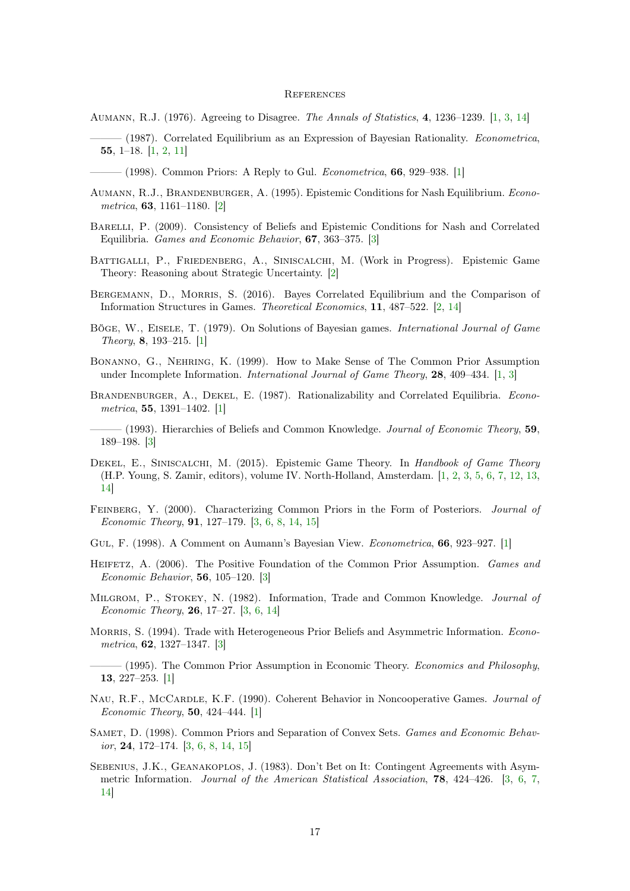# References

Aumann, R.J. (1976). Agreeing to Disagree. *The Annals of Statistics*, **4**, 1236–1239. [1, 3, 14]

——— (1987). Correlated Equilibrium as an Expression of Bayesian Rationality. *Econometrica*, **55**, 1–18. [1, 2, 11]

——— (1998). Common Priors: A Reply to Gul. *Econometrica*, **66**, 929–938. [1]

Aumann, R.J., Brandenburger, A. (1995). Epistemic Conditions for Nash Equilibrium. *Econometrica*, **63**, 1161–1180. [2]

Barelli, P. (2009). Consistency of Beliefs and Epistemic Conditions for Nash and Correlated Equilibria. *Games and Economic Behavior*, **67**, 363–375. [3]

Battigalli, P., Friedenberg, A., Siniscalchi, M. (Work in Progress). Epistemic Game Theory: Reasoning about Strategic Uncertainty. [2]

Bergemann, D., Morris, S. (2016). Bayes Correlated Equilibrium and the Comparison of Information Structures in Games. *Theoretical Economics*, **11**, 487–522. [2, 14]

Böge, W., Eisele, T. (1979). On Solutions of Bayesian games. *International Journal of Game Theory*, **8**, 193–215. [1]

Bonanno, G., Nehring, K. (1999). How to Make Sense of The Common Prior Assumption under Incomplete Information. *International Journal of Game Theory*, **28**, 409–434. [1, 3]

Brandenburger, A., Dekel, E. (1987). Rationalizability and Correlated Equilibria. *Econometrica*, **55**, 1391–1402. [1]

——— (1993). Hierarchies of Beliefs and Common Knowledge. *Journal of Economic Theory*, **59**, 189–198. [3]

Dekel, E., Siniscalchi, M. (2015). Epistemic Game Theory. In *Handbook of Game Theory* (H.P. Young, S. Zamir, editors), volume IV. North-Holland, Amsterdam. [1, 2, 3, 5, 6, 7, 12, 13, 14]

Feinberg, Y. (2000). Characterizing Common Priors in the Form of Posteriors. *Journal of Economic Theory*, **91**, 127–179. [3, 6, 8, 14, 15]

Gul, F. (1998). A Comment on Aumann's Bayesian View. *Econometrica*, **66**, 923–927. [1]

Heifetz, A. (2006). The Positive Foundation of the Common Prior Assumption. *Games and Economic Behavior*, **56**, 105–120. [3]

Milgrom, P., Stokey, N. (1982). Information, Trade and Common Knowledge. *Journal of Economic Theory*, **26**, 17–27. [3, 6, 14]

Morris, S. (1994). Trade with Heterogeneous Prior Beliefs and Asymmetric Information. *Econometrica*, **62**, 1327–1347. [3]

——— (1995). The Common Prior Assumption in Economic Theory. *Economics and Philosophy*, **13**, 227–253. [1]

Nau, R.F., McCardle, K.F. (1990). Coherent Behavior in Noncooperative Games. *Journal of Economic Theory*, **50**, 424–444. [1]

Samet, D. (1998). Common Priors and Separation of Convex Sets. *Games and Economic Behavior*, **24**, 172–174. [3, 6, 8, 14, 15]

Sebenius, J.K., Geanakoplos, J. (1983). Don't Bet on It: Contingent Agreements with Asymmetric Information. *Journal of the American Statistical Association*, **78**, 424–426. [3, 6, 7, 14]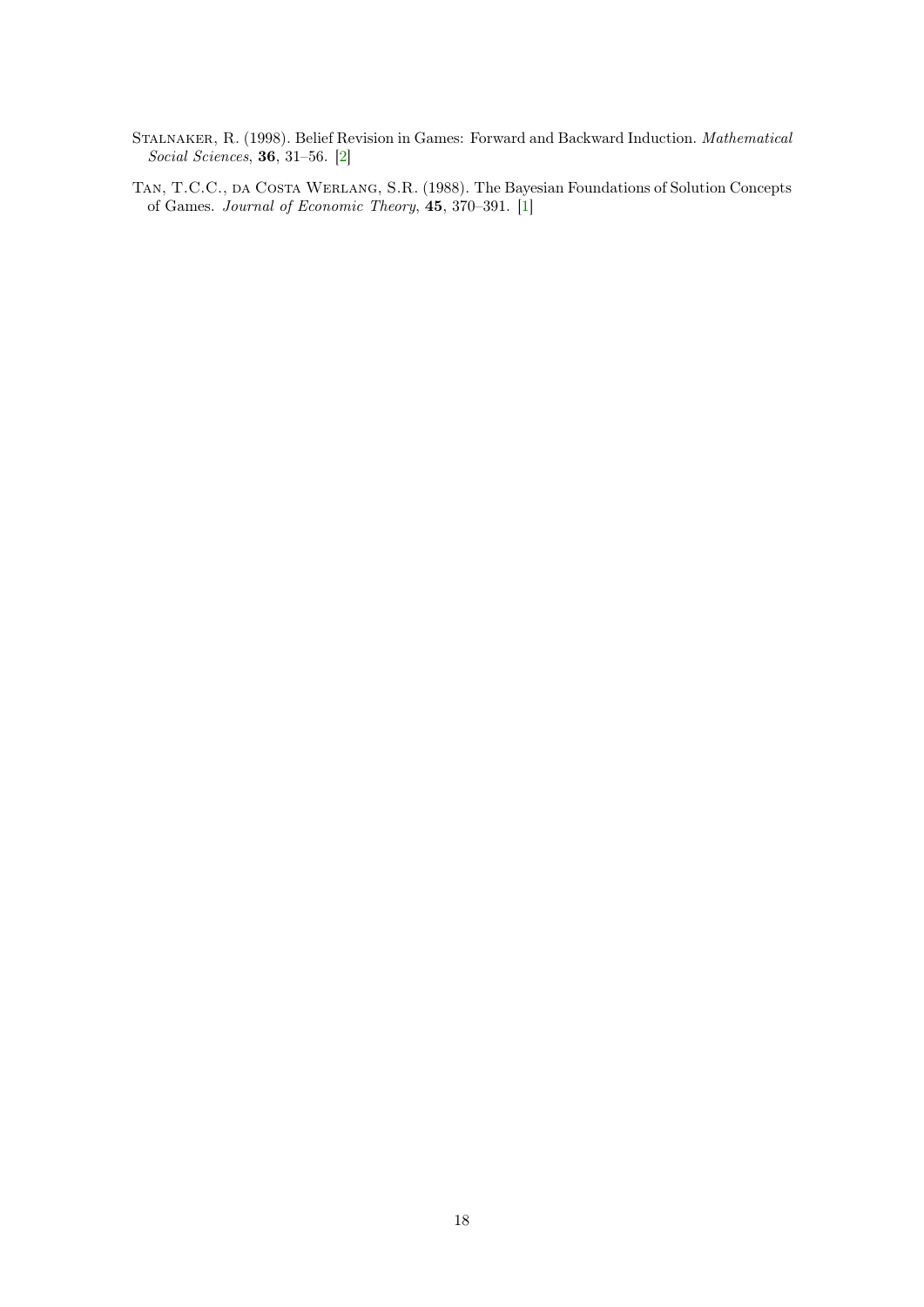Stalnaker, R. (1998). Belief Revision in Games: Forward and Backward Induction. *Mathematical Social Sciences*, **36**, 31–56. [2]

Tan, T.C.C., da Costa Werlang, S.R. (1988). The Bayesian Foundations of Solution Concepts of Games. *Journal of Economic Theory*, **45**, 370–391. [1]